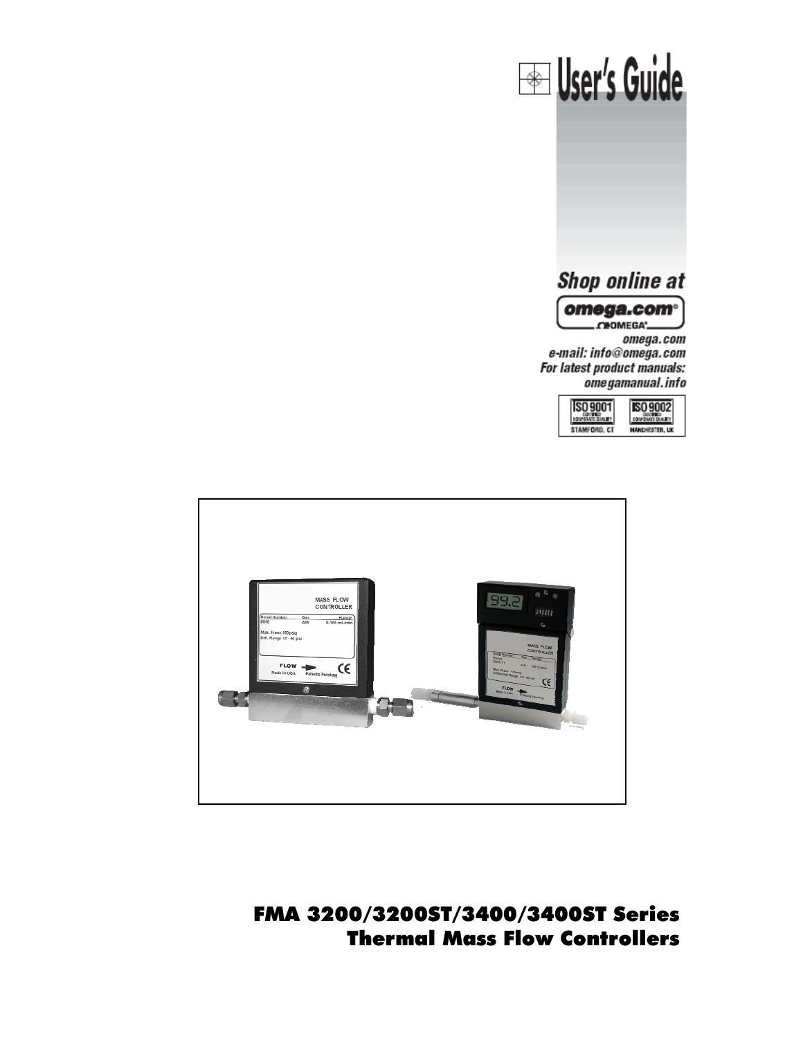# User's Guide

Shop online at

omega.com®

OMEGA®

omega.com
e-mail: info@omega.com
For latest product manuals:
omegamanual.info

ISO 9001 CERTIFIED CORPORATE QUALITY STAMFORD, CT

ISO 9002 CERTIFIED CORPORATE QUALITY MANCHESTER, UK

## FMA 3200/3200ST/3400/3400ST Series Thermal Mass Flow Controllers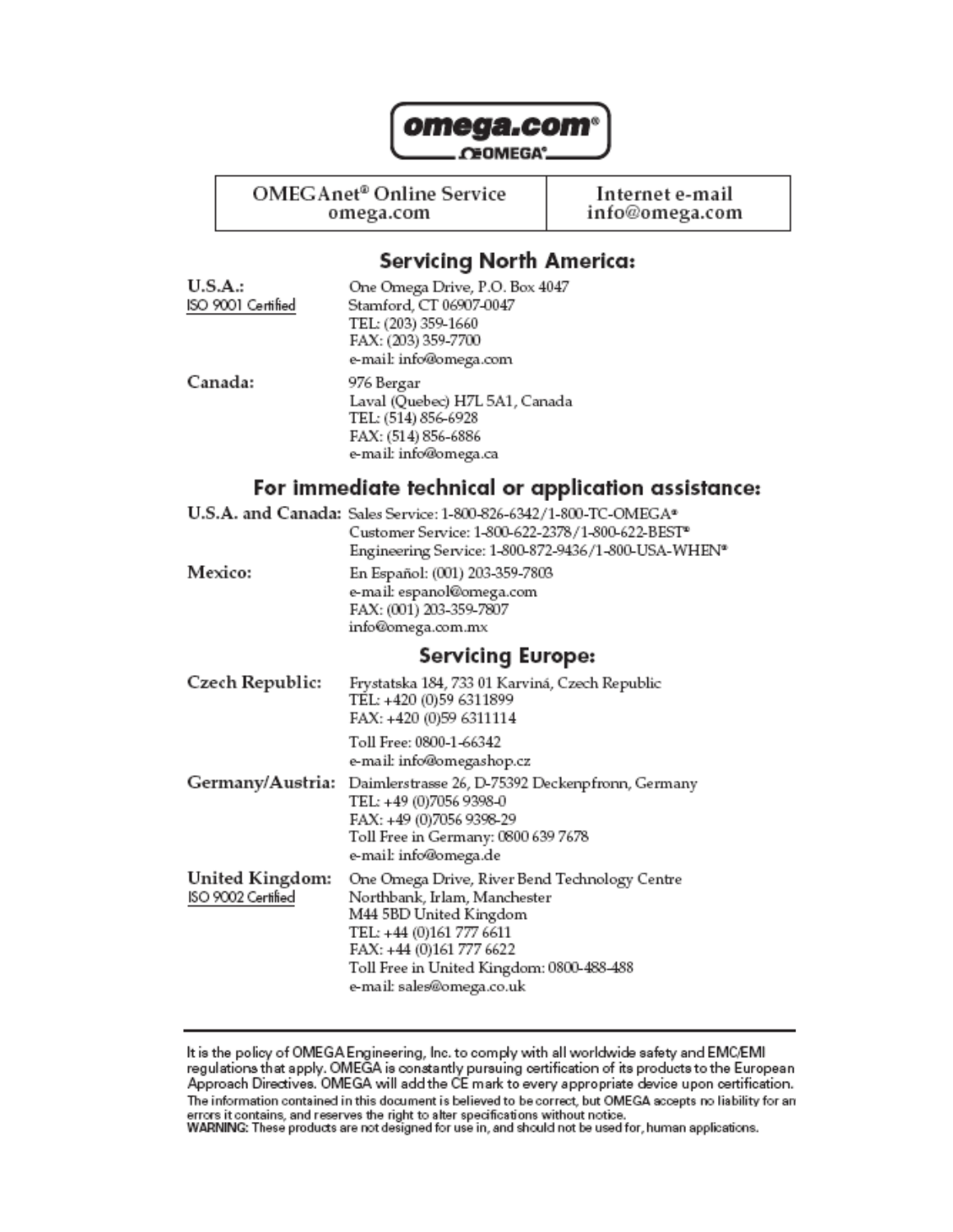**omega.com®**

**OMEGA®**

| OMEGAnet® Online Service omega.com | Internet e-mail info@omega.com |
|---|---|

## Servicing North America:

**U.S.A.:**
ISO 9001 Certified

One Omega Drive, P.O. Box 4047
Stamford, CT 06907-0047
TEL: (203) 359-1660
FAX: (203) 359-7700
e-mail: info@omega.com

**Canada:**

976 Bergar
Laval (Quebec) H7L 5A1, Canada
TEL: (514) 856-6928
FAX: (514) 856-6886
e-mail: info@omega.ca

## For immediate technical or application assistance:

**U.S.A. and Canada:** Sales Service: 1-800-826-6342/1-800-TC-OMEGA®
Customer Service: 1-800-622-2378/1-800-622-BEST®
Engineering Service: 1-800-872-9436/1-800-USA-WHEN®

**Mexico:**

En Español: (001) 203-359-7803
e-mail: espanol@omega.com
FAX: (001) 203-359-7807
info@omega.com.mx

## Servicing Europe:

**Czech Republic:**

Frystatska 184, 733 01 Karviná, Czech Republic
TEL: +420 (0)59 6311899
FAX: +420 (0)59 6311114
Toll Free: 0800-1-66342
e-mail: info@omegashop.cz

**Germany/Austria:**

Daimlerstrasse 26, D-75392 Deckenpfronn, Germany
TEL: +49 (0)7056 9398-0
FAX: +49 (0)7056 9398-29
Toll Free in Germany: 0800 639 7678
e-mail: info@omega.de

**United Kingdom:**
ISO 9002 Certified

One Omega Drive, River Bend Technology Centre
Northbank, Irlam, Manchester
M44 5BD United Kingdom
TEL: +44 (0)161 777 6611
FAX: +44 (0)161 777 6622
Toll Free in United Kingdom: 0800-488-488
e-mail: sales@omega.co.uk

---

It is the policy of OMEGA Engineering, Inc. to comply with all worldwide safety and EMC/EMI regulations that apply. OMEGA is constantly pursuing certification of its products to the European Approach Directives. OMEGA will add the CE mark to every appropriate device upon certification.
The information contained in this document is believed to be correct, but OMEGA accepts no liability for an errors it contains, and reserves the right to alter specifications without notice.
WARNING: These products are not designed for use in, and should not be used for, human applications.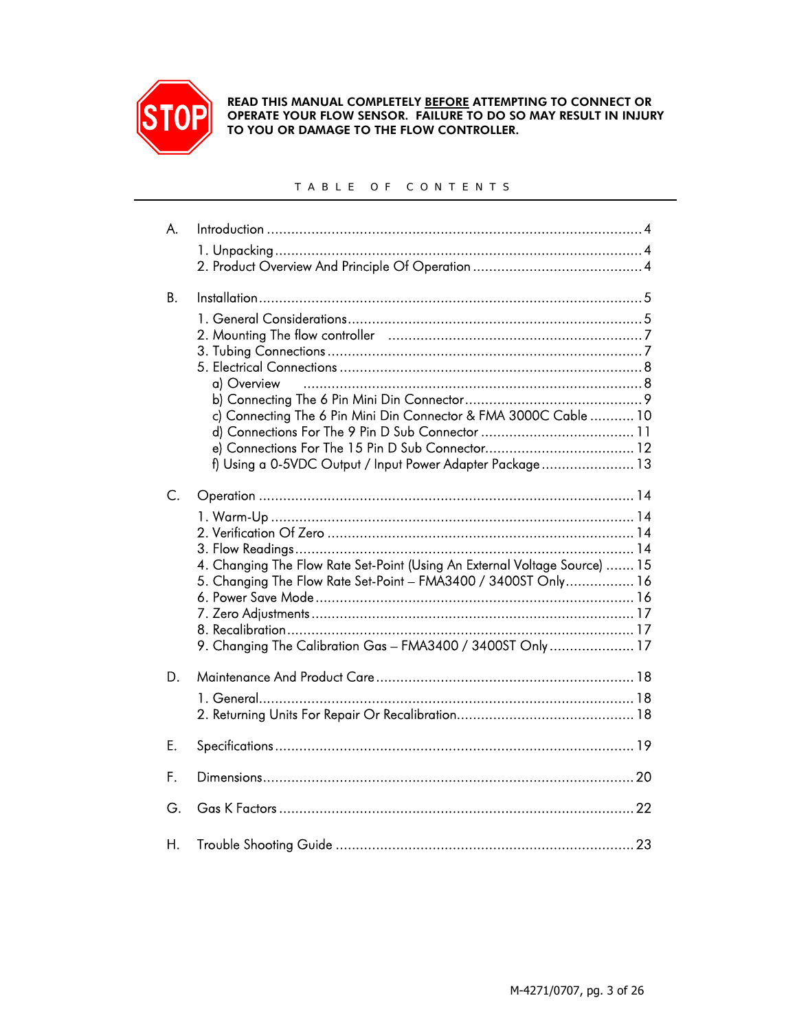**READ THIS MANUAL COMPLETELY BEFORE ATTEMPTING TO CONNECT OR OPERATE YOUR FLOW SENSOR. FAILURE TO DO SO MAY RESULT IN INJURY TO YOU OR DAMAGE TO THE FLOW CONTROLLER.**

## TABLE OF CONTENTS

A. Introduction .......................................................................... 4

- 1. Unpacking .......................................................................... 4
- 2. Product Overview And Principle Of Operation .......................................... 4

B. Installation .......................................................................... 5

- 1. General Considerations .............................................................. 5
- 2. Mounting The flow controller ......................................................... 7
- 3. Tubing Connections .................................................................. 7
- 5. Electrical Connections .............................................................. 8
  - a) Overview .......................................................................... 8
  - b) Connecting The 6 Pin Mini Din Connector ........................................... 9
  - c) Connecting The 6 Pin Mini Din Connector & FMA 3000C Cable ......................... 10
  - d) Connections For The 9 Pin D Sub Connector ......................................... 11
  - e) Connections For The 15 Pin D Sub Connector ........................................ 12
  - f) Using a 0-5VDC Output / Input Power Adapter Package ................................ 13

C. Operation ............................................................................ 14

- 1. Warm-Up ............................................................................ 14
- 2. Verification Of Zero ................................................................ 14
- 3. Flow Readings ....................................................................... 14
- 4. Changing The Flow Rate Set-Point (Using An External Voltage Source) ................. 15
- 5. Changing The Flow Rate Set-Point – FMA3400 / 3400ST Only ............................. 16
- 6. Power Save Mode ..................................................................... 16
- 7. Zero Adjustments .................................................................... 17
- 8. Recalibration ....................................................................... 17
- 9. Changing The Calibration Gas – FMA3400 / 3400ST Only ................................ 17

D. Maintenance And Product Care ......................................................... 18

- 1. General ............................................................................. 18
- 2. Returning Units For Repair Or Recalibration ......................................... 18

E. Specifications ........................................................................ 19

F. Dimensions ............................................................................ 20

G. Gas K Factors ......................................................................... 22

H. Trouble Shooting Guide ................................................................ 23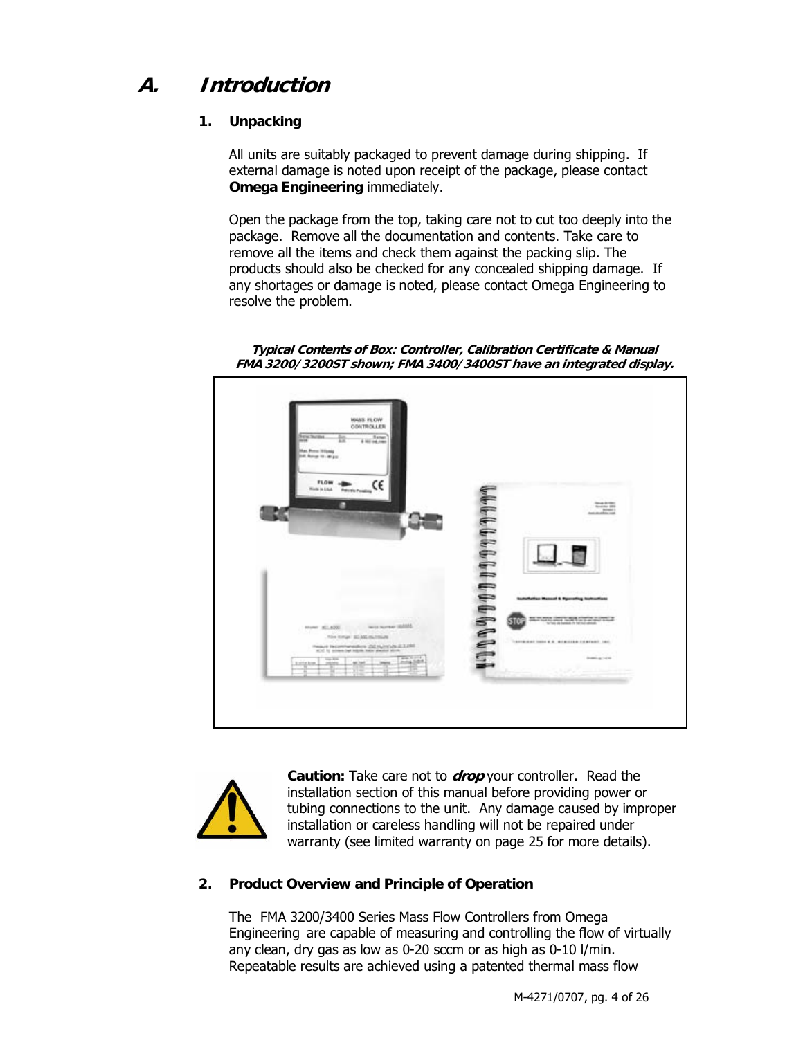# A. Introduction

## 1. Unpacking

All units are suitably packaged to prevent damage during shipping. If external damage is noted upon receipt of the package, please contact **Omega Engineering** immediately.

Open the package from the top, taking care not to cut too deeply into the package. Remove all the documentation and contents. Take care to remove all the items and check them against the packing slip. The products should also be checked for any concealed shipping damage. If any shortages or damage is noted, please contact Omega Engineering to resolve the problem.

***Typical Contents of Box: Controller, Calibration Certificate & Manual***
***FMA 3200/3200ST shown; FMA 3400/3400ST have an integrated display.***

**Caution:** Take care not to ***drop*** your controller. Read the installation section of this manual before providing power or tubing connections to the unit. Any damage caused by improper installation or careless handling will not be repaired under warranty (see limited warranty on page 25 for more details).

## 2. Product Overview and Principle of Operation

The FMA 3200/3400 Series Mass Flow Controllers from Omega Engineering are capable of measuring and controlling the flow of virtually any clean, dry gas as low as 0-20 sccm or as high as 0-10 l/min. Repeatable results are achieved using a patented thermal mass flow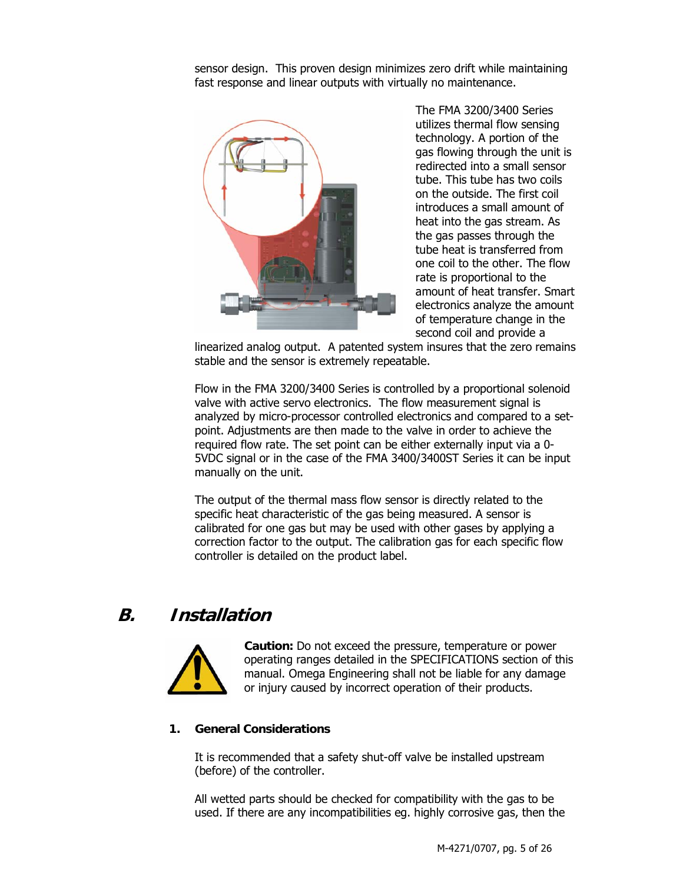sensor design. This proven design minimizes zero drift while maintaining fast response and linear outputs with virtually no maintenance.

The FMA 3200/3400 Series utilizes thermal flow sensing technology. A portion of the gas flowing through the unit is redirected into a small sensor tube. This tube has two coils on the outside. The first coil introduces a small amount of heat into the gas stream. As the gas passes through the tube heat is transferred from one coil to the other. The flow rate is proportional to the amount of heat transfer. Smart electronics analyze the amount of temperature change in the second coil and provide a linearized analog output. A patented system insures that the zero remains stable and the sensor is extremely repeatable.

Flow in the FMA 3200/3400 Series is controlled by a proportional solenoid valve with active servo electronics. The flow measurement signal is analyzed by micro-processor controlled electronics and compared to a set-point. Adjustments are then made to the valve in order to achieve the required flow rate. The set point can be either externally input via a 0-5VDC signal or in the case of the FMA 3400/3400ST Series it can be input manually on the unit.

The output of the thermal mass flow sensor is directly related to the specific heat characteristic of the gas being measured. A sensor is calibrated for one gas but may be used with other gases by applying a correction factor to the output. The calibration gas for each specific flow controller is detailed on the product label.

## B. Installation

**Caution:** Do not exceed the pressure, temperature or power operating ranges detailed in the SPECIFICATIONS section of this manual. Omega Engineering shall not be liable for any damage or injury caused by incorrect operation of their products.

### 1. General Considerations

It is recommended that a safety shut-off valve be installed upstream (before) of the controller.

All wetted parts should be checked for compatibility with the gas to be used. If there are any incompatibilities eg. highly corrosive gas, then the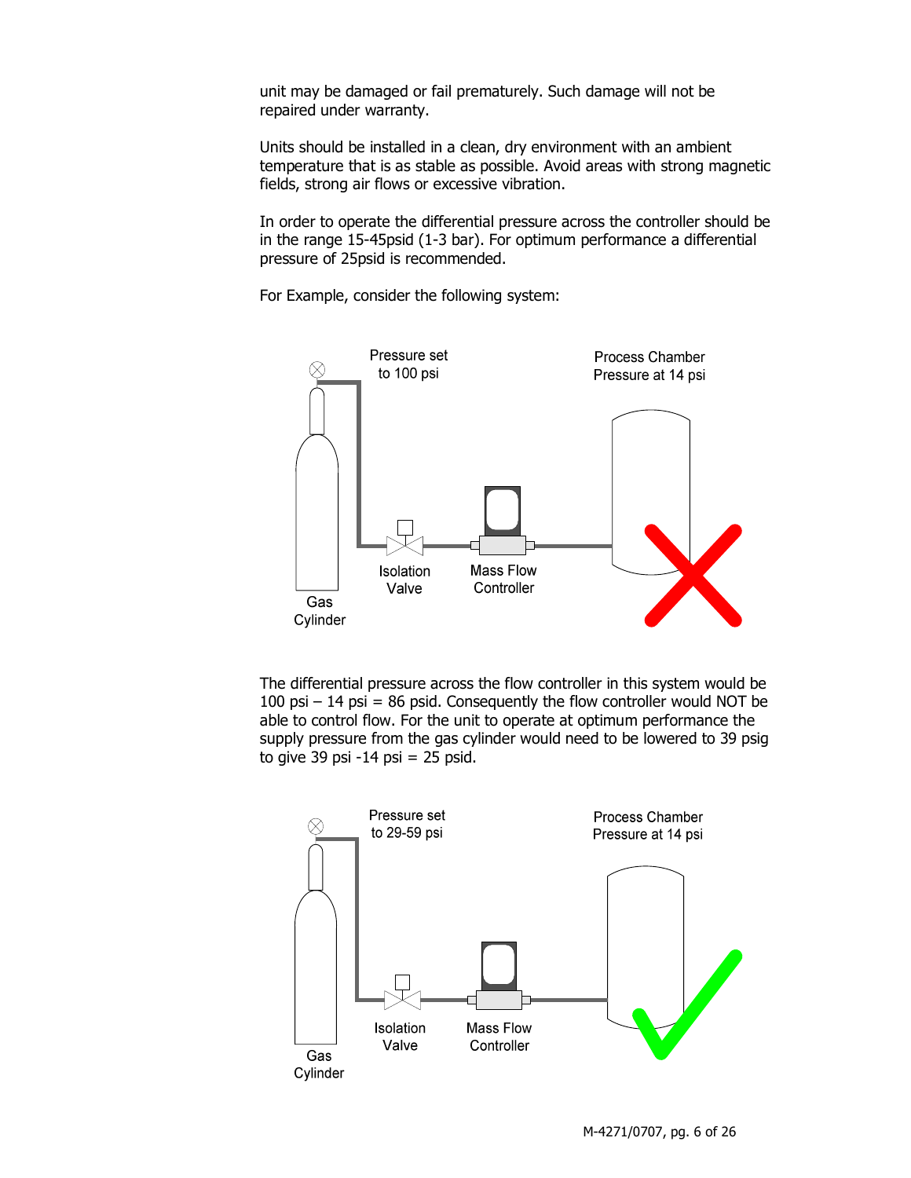unit may be damaged or fail prematurely. Such damage will not be repaired under warranty.

Units should be installed in a clean, dry environment with an ambient temperature that is as stable as possible. Avoid areas with strong magnetic fields, strong air flows or excessive vibration.

In order to operate the differential pressure across the controller should be in the range 15-45psid (1-3 bar). For optimum performance a differential pressure of 25psid is recommended.

For Example, consider the following system:

Pressure set to 100 psi

Process Chamber Pressure at 14 psi

Gas Cylinder

Isolation Valve

Mass Flow Controller

The differential pressure across the flow controller in this system would be 100 psi – 14 psi = 86 psid. Consequently the flow controller would NOT be able to control flow. For the unit to operate at optimum performance the supply pressure from the gas cylinder would need to be lowered to 39 psig to give 39 psi -14 psi = 25 psid.

Pressure set to 29-59 psi

Process Chamber Pressure at 14 psi

Gas Cylinder

Isolation Valve

Mass Flow Controller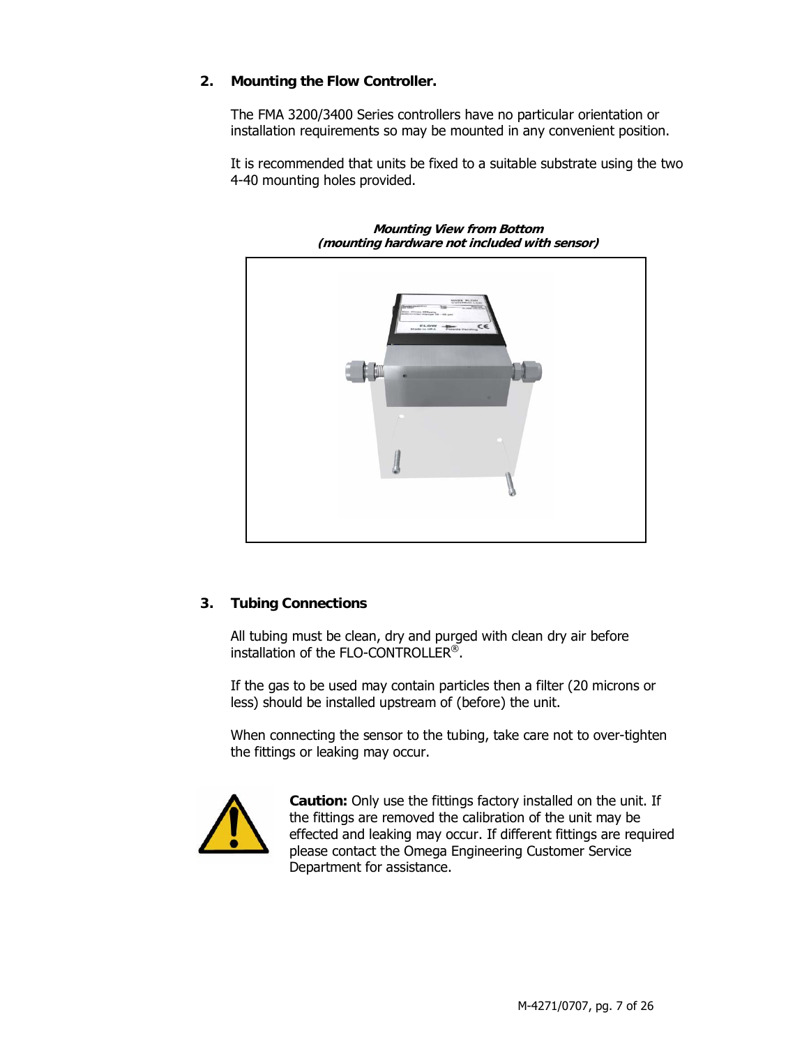## 2. Mounting the Flow Controller.

The FMA 3200/3400 Series controllers have no particular orientation or installation requirements so may be mounted in any convenient position.

It is recommended that units be fixed to a suitable substrate using the two 4-40 mounting holes provided.

***Mounting View from Bottom***
***(mounting hardware not included with sensor)***

## 3. Tubing Connections

All tubing must be clean, dry and purged with clean dry air before installation of the FLO-CONTROLLER®.

If the gas to be used may contain particles then a filter (20 microns or less) should be installed upstream of (before) the unit.

When connecting the sensor to the tubing, take care not to over-tighten the fittings or leaking may occur.

**Caution:** Only use the fittings factory installed on the unit. If the fittings are removed the calibration of the unit may be effected and leaking may occur. If different fittings are required please contact the Omega Engineering Customer Service Department for assistance.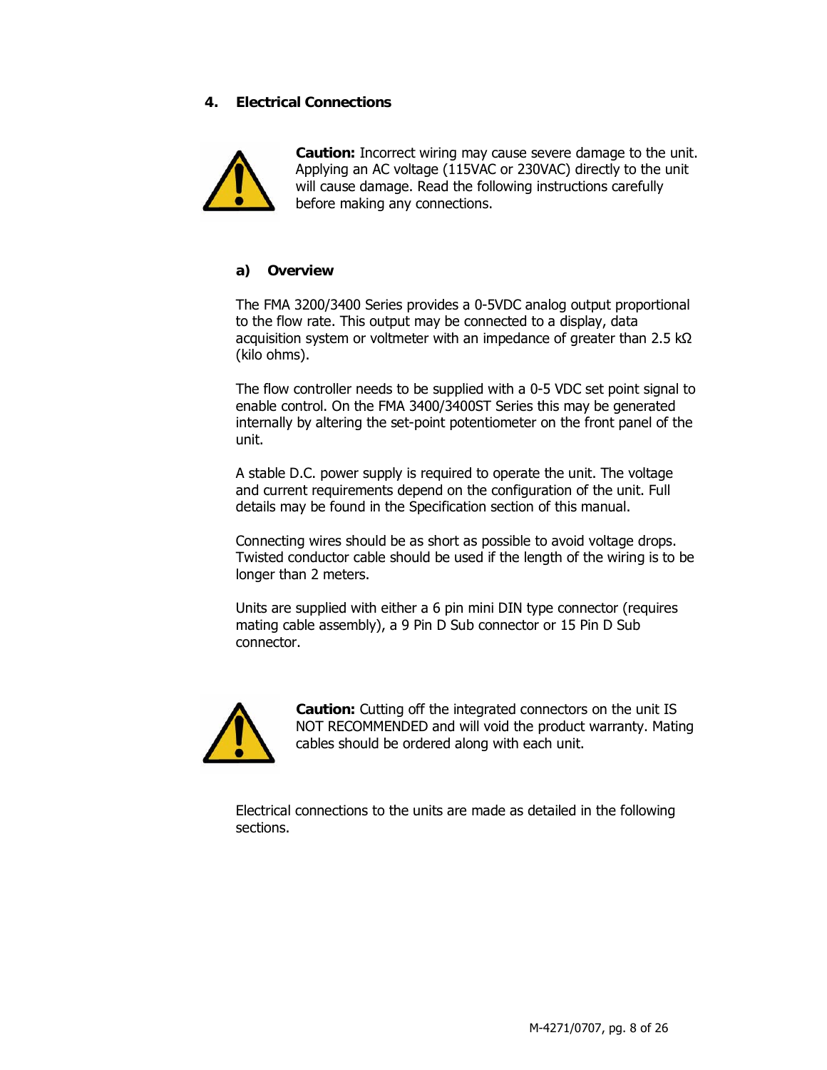## 4. Electrical Connections

**Caution:** Incorrect wiring may cause severe damage to the unit. Applying an AC voltage (115VAC or 230VAC) directly to the unit will cause damage. Read the following instructions carefully before making any connections.

### a) Overview

The FMA 3200/3400 Series provides a 0-5VDC analog output proportional to the flow rate. This output may be connected to a display, data acquisition system or voltmeter with an impedance of greater than 2.5 kΩ (kilo ohms).

The flow controller needs to be supplied with a 0-5 VDC set point signal to enable control. On the FMA 3400/3400ST Series this may be generated internally by altering the set-point potentiometer on the front panel of the unit.

A stable D.C. power supply is required to operate the unit. The voltage and current requirements depend on the configuration of the unit. Full details may be found in the Specification section of this manual.

Connecting wires should be as short as possible to avoid voltage drops. Twisted conductor cable should be used if the length of the wiring is to be longer than 2 meters.

Units are supplied with either a 6 pin mini DIN type connector (requires mating cable assembly), a 9 Pin D Sub connector or 15 Pin D Sub connector.

**Caution:** Cutting off the integrated connectors on the unit IS NOT RECOMMENDED and will void the product warranty. Mating cables should be ordered along with each unit.

Electrical connections to the units are made as detailed in the following sections.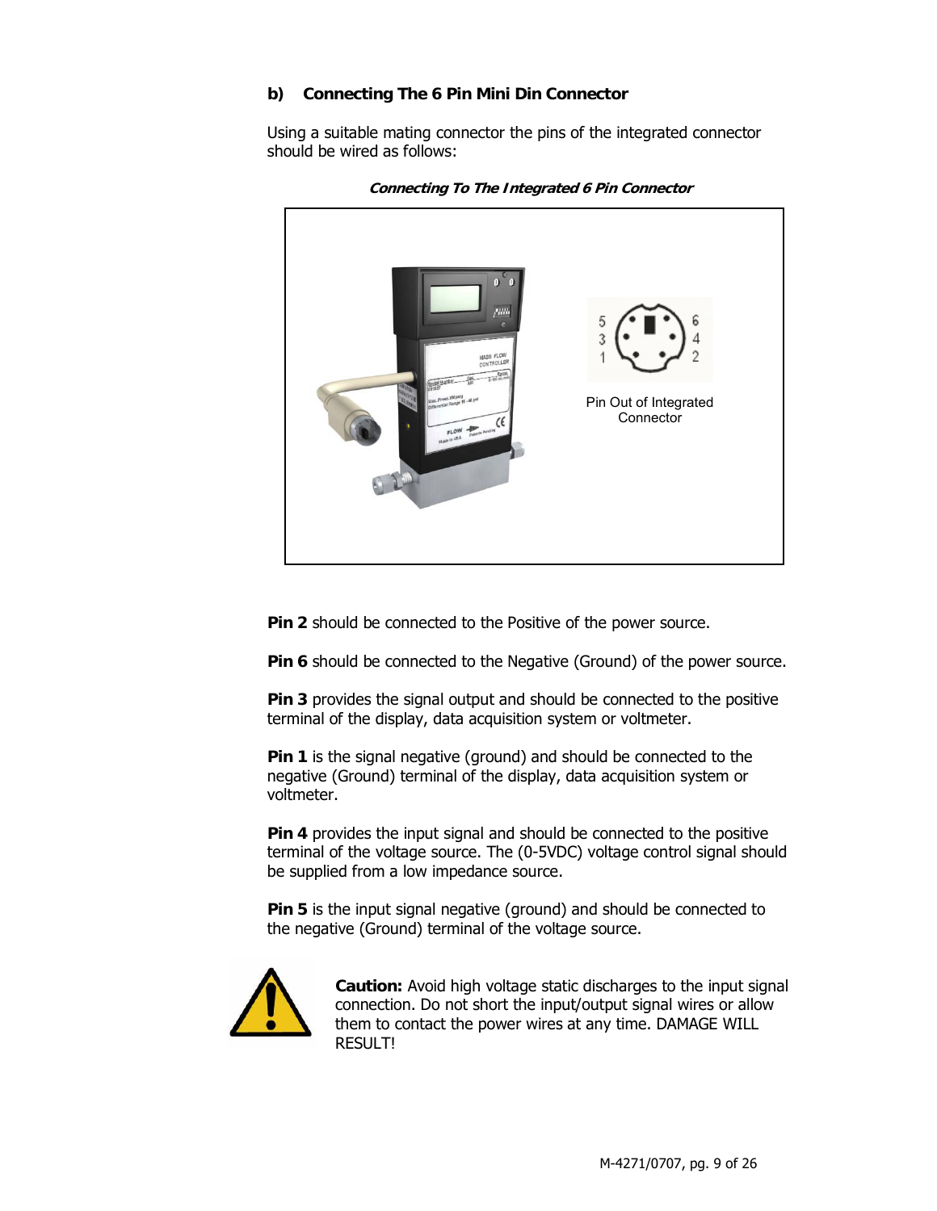### b) Connecting The 6 Pin Mini Din Connector

Using a suitable mating connector the pins of the integrated connector should be wired as follows:

***Connecting To The Integrated 6 Pin Connector***

Pin Out of Integrated Connector

**Pin 2** should be connected to the Positive of the power source.

**Pin 6** should be connected to the Negative (Ground) of the power source.

**Pin 3** provides the signal output and should be connected to the positive terminal of the display, data acquisition system or voltmeter.

**Pin 1** is the signal negative (ground) and should be connected to the negative (Ground) terminal of the display, data acquisition system or voltmeter.

**Pin 4** provides the input signal and should be connected to the positive terminal of the voltage source. The (0-5VDC) voltage control signal should be supplied from a low impedance source.

**Pin 5** is the input signal negative (ground) and should be connected to the negative (Ground) terminal of the voltage source.

**Caution:** Avoid high voltage static discharges to the input signal connection. Do not short the input/output signal wires or allow them to contact the power wires at any time. DAMAGE WILL RESULT!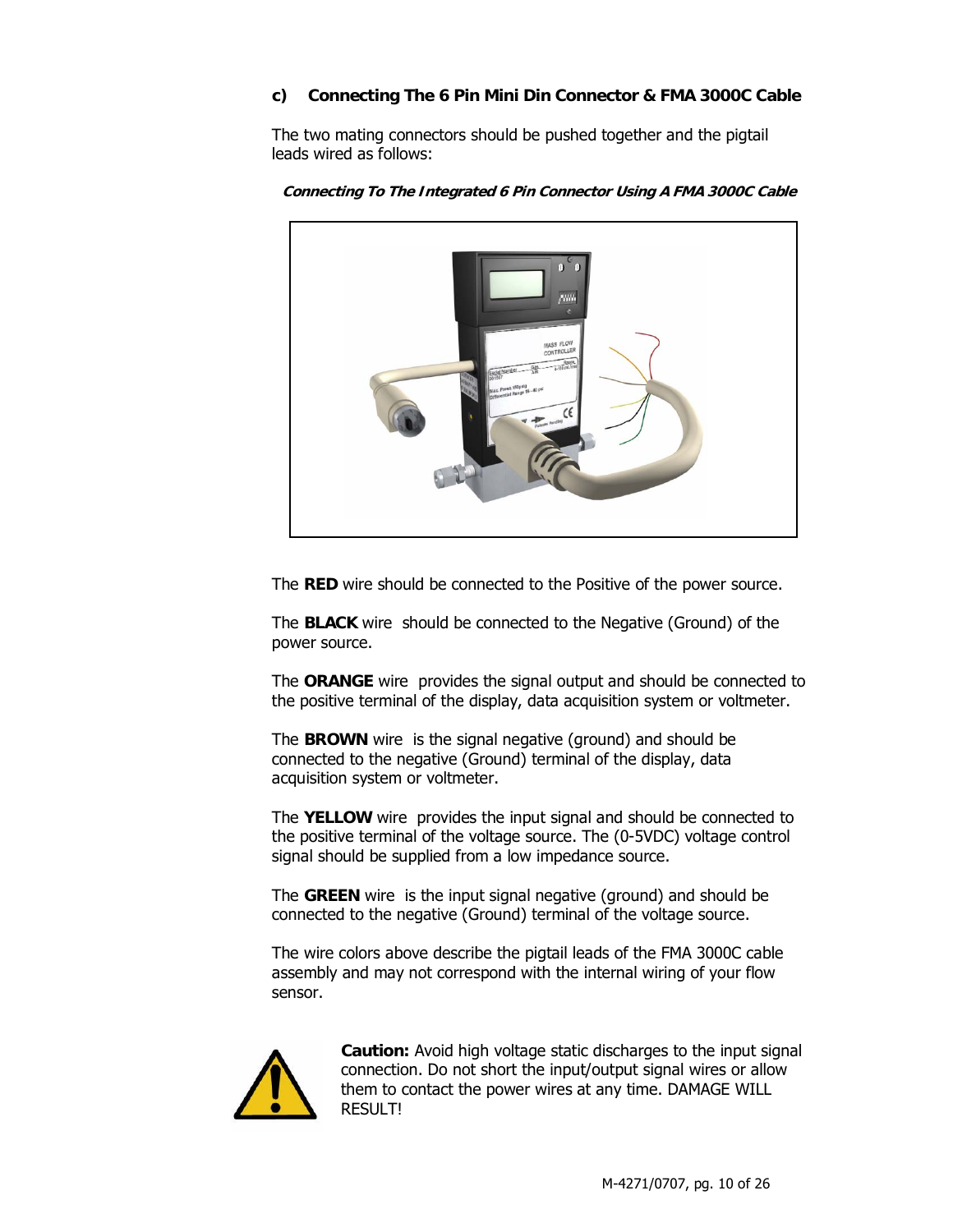### c) Connecting The 6 Pin Mini Din Connector & FMA 3000C Cable

The two mating connectors should be pushed together and the pigtail leads wired as follows:

***Connecting To The Integrated 6 Pin Connector Using A FMA 3000C Cable***

The **RED** wire should be connected to the Positive of the power source.

The **BLACK** wire should be connected to the Negative (Ground) of the power source.

The **ORANGE** wire provides the signal output and should be connected to the positive terminal of the display, data acquisition system or voltmeter.

The **BROWN** wire is the signal negative (ground) and should be connected to the negative (Ground) terminal of the display, data acquisition system or voltmeter.

The **YELLOW** wire provides the input signal and should be connected to the positive terminal of the voltage source. The (0-5VDC) voltage control signal should be supplied from a low impedance source.

The **GREEN** wire is the input signal negative (ground) and should be connected to the negative (Ground) terminal of the voltage source.

The wire colors above describe the pigtail leads of the FMA 3000C cable assembly and may not correspond with the internal wiring of your flow sensor.

**Caution:** Avoid high voltage static discharges to the input signal connection. Do not short the input/output signal wires or allow them to contact the power wires at any time. DAMAGE WILL RESULT!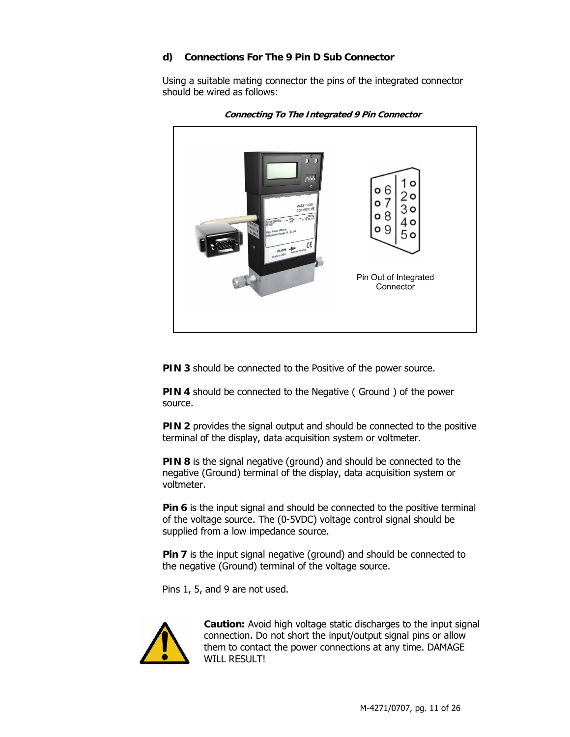### d) Connections For The 9 Pin D Sub Connector

Using a suitable mating connector the pins of the integrated connector should be wired as follows:

***Connecting To The Integrated 9 Pin Connector***

Pin Out of Integrated Connector

**PIN 3** should be connected to the Positive of the power source.

**PIN 4** should be connected to the Negative ( Ground ) of the power source.

**PIN 2** provides the signal output and should be connected to the positive terminal of the display, data acquisition system or voltmeter.

**PIN 8** is the signal negative (ground) and should be connected to the negative (Ground) terminal of the display, data acquisition system or voltmeter.

**Pin 6** is the input signal and should be connected to the positive terminal of the voltage source. The (0-5VDC) voltage control signal should be supplied from a low impedance source.

**Pin 7** is the input signal negative (ground) and should be connected to the negative (Ground) terminal of the voltage source.

Pins 1, 5, and 9 are not used.

**Caution:** Avoid high voltage static discharges to the input signal connection. Do not short the input/output signal pins or allow them to contact the power connections at any time. DAMAGE WILL RESULT!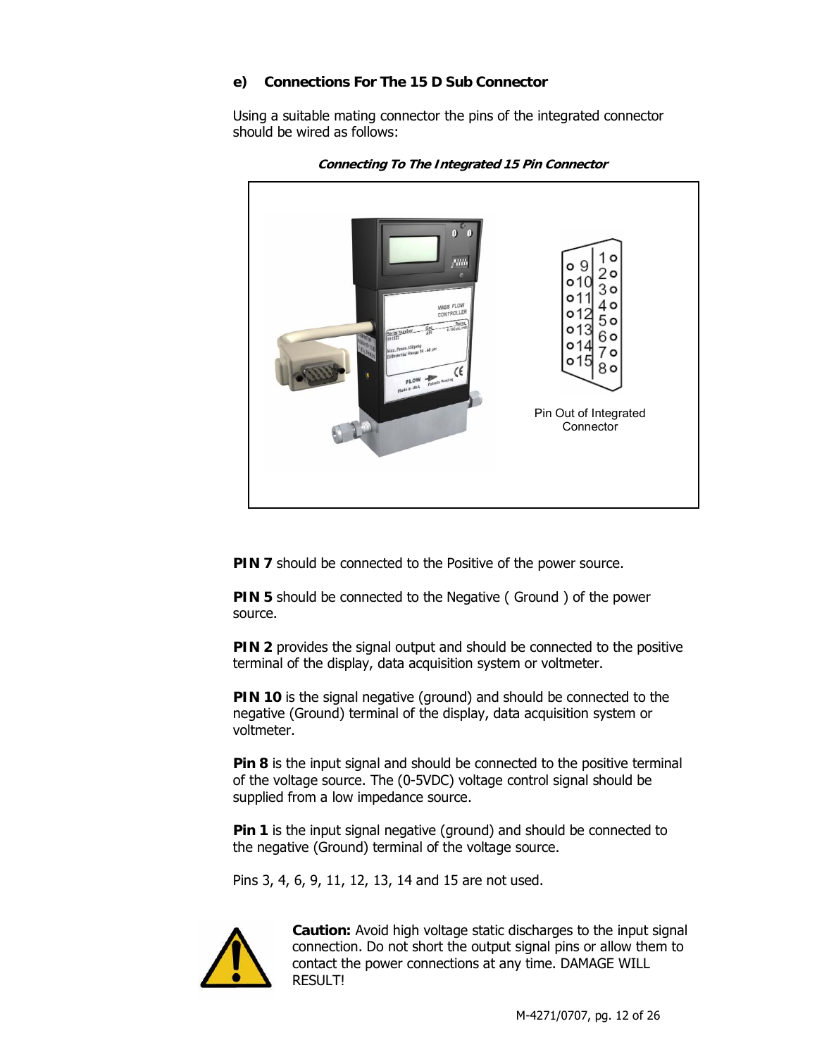### e) Connections For The 15 D Sub Connector

Using a suitable mating connector the pins of the integrated connector should be wired as follows:

***Connecting To The Integrated 15 Pin Connector***

Pin Out of Integrated Connector

**PIN 7** should be connected to the Positive of the power source.

**PIN 5** should be connected to the Negative ( Ground ) of the power source.

**PIN 2** provides the signal output and should be connected to the positive terminal of the display, data acquisition system or voltmeter.

**PIN 10** is the signal negative (ground) and should be connected to the negative (Ground) terminal of the display, data acquisition system or voltmeter.

**Pin 8** is the input signal and should be connected to the positive terminal of the voltage source. The (0-5VDC) voltage control signal should be supplied from a low impedance source.

**Pin 1** is the input signal negative (ground) and should be connected to the negative (Ground) terminal of the voltage source.

Pins 3, 4, 6, 9, 11, 12, 13, 14 and 15 are not used.

**Caution:** Avoid high voltage static discharges to the input signal connection. Do not short the output signal pins or allow them to contact the power connections at any time. DAMAGE WILL RESULT!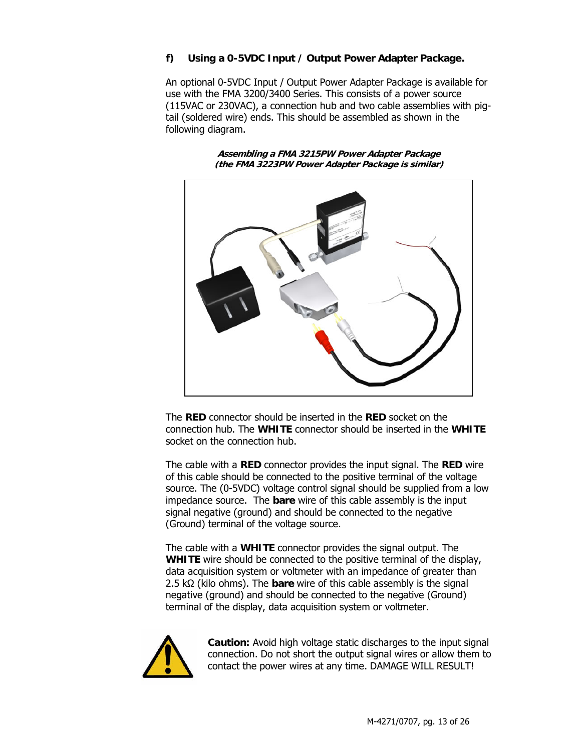### f) Using a 0-5VDC Input / Output Power Adapter Package.

An optional 0-5VDC Input / Output Power Adapter Package is available for use with the FMA 3200/3400 Series. This consists of a power source (115VAC or 230VAC), a connection hub and two cable assemblies with pig-tail (soldered wire) ends. This should be assembled as shown in the following diagram.

***Assembling a FMA 3215PW Power Adapter Package***
***(the FMA 3223PW Power Adapter Package is similar)***

The **RED** connector should be inserted in the **RED** socket on the connection hub. The **WHITE** connector should be inserted in the **WHITE** socket on the connection hub.

The cable with a **RED** connector provides the input signal. The **RED** wire of this cable should be connected to the positive terminal of the voltage source. The (0-5VDC) voltage control signal should be supplied from a low impedance source. The **bare** wire of this cable assembly is the input signal negative (ground) and should be connected to the negative (Ground) terminal of the voltage source.

The cable with a **WHITE** connector provides the signal output. The **WHITE** wire should be connected to the positive terminal of the display, data acquisition system or voltmeter with an impedance of greater than 2.5 kΩ (kilo ohms). The **bare** wire of this cable assembly is the signal negative (ground) and should be connected to the negative (Ground) terminal of the display, data acquisition system or voltmeter.

**Caution:** Avoid high voltage static discharges to the input signal connection. Do not short the output signal wires or allow them to contact the power wires at any time. DAMAGE WILL RESULT!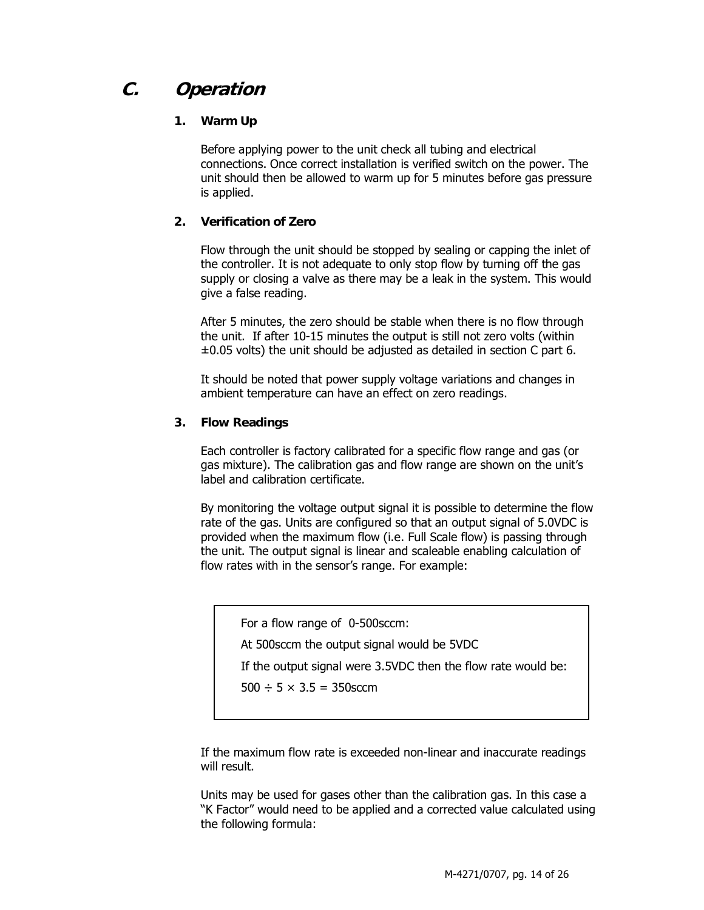## C. *Operation*

### 1. Warm Up

Before applying power to the unit check all tubing and electrical connections. Once correct installation is verified switch on the power. The unit should then be allowed to warm up for 5 minutes before gas pressure is applied.

### 2. Verification of Zero

Flow through the unit should be stopped by sealing or capping the inlet of the controller. It is not adequate to only stop flow by turning off the gas supply or closing a valve as there may be a leak in the system. This would give a false reading.

After 5 minutes, the zero should be stable when there is no flow through the unit. If after 10-15 minutes the output is still not zero volts (within ±0.05 volts) the unit should be adjusted as detailed in section C part 6.

It should be noted that power supply voltage variations and changes in ambient temperature can have an effect on zero readings.

### 3. Flow Readings

Each controller is factory calibrated for a specific flow range and gas (or gas mixture). The calibration gas and flow range are shown on the unit's label and calibration certificate.

By monitoring the voltage output signal it is possible to determine the flow rate of the gas. Units are configured so that an output signal of 5.0VDC is provided when the maximum flow (i.e. Full Scale flow) is passing through the unit. The output signal is linear and scaleable enabling calculation of flow rates with in the sensor's range. For example:

> For a flow range of 0-500sccm:
>
> At 500sccm the output signal would be 5VDC
>
> If the output signal were 3.5VDC then the flow rate would be:
>
> $500 \div 5 \times 3.5 = 350$sccm

If the maximum flow rate is exceeded non-linear and inaccurate readings will result.

Units may be used for gases other than the calibration gas. In this case a "K Factor" would need to be applied and a corrected value calculated using the following formula: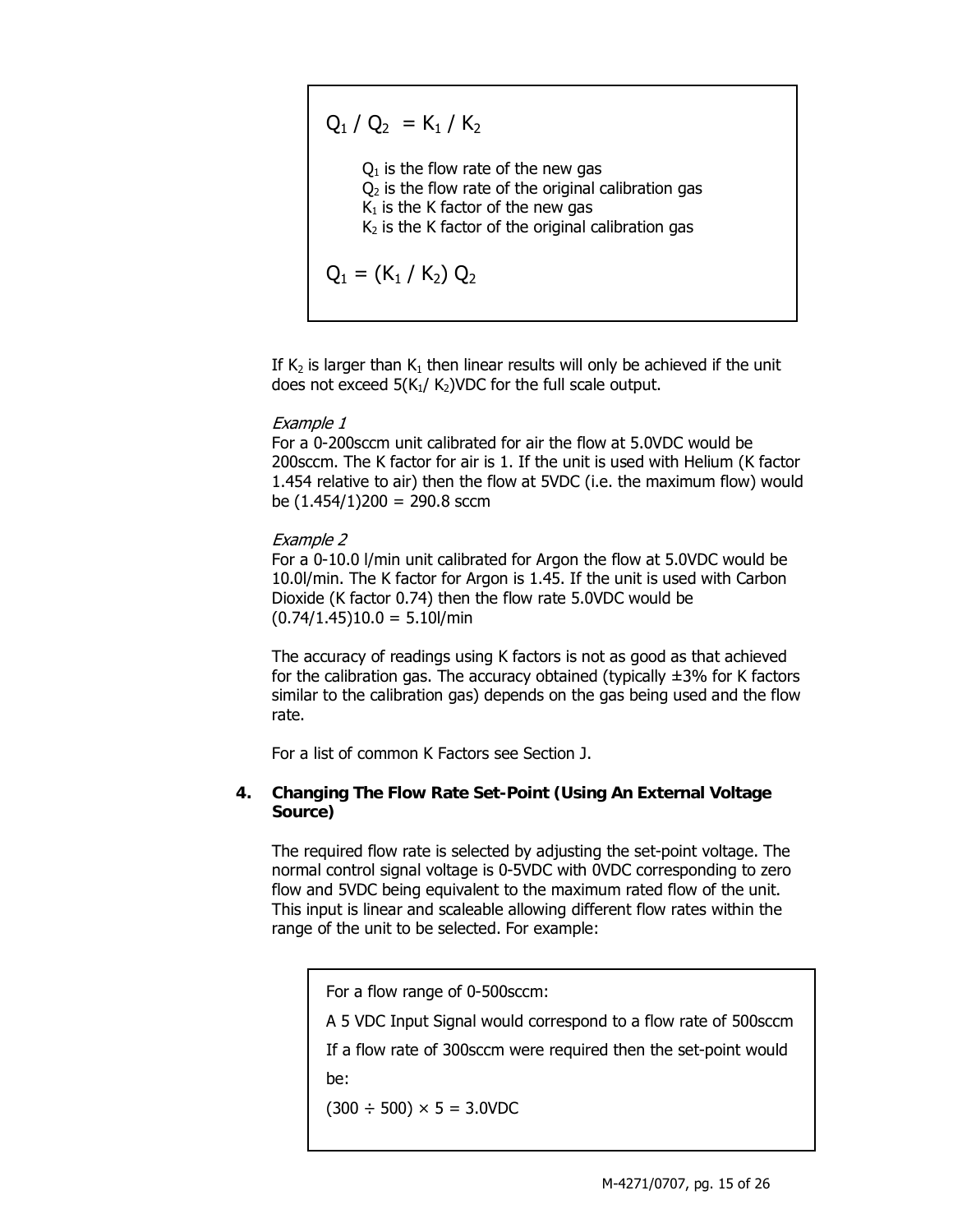$$Q_1 / Q_2 = K_1 / K_2$$

$Q_1$ is the flow rate of the new gas
$Q_2$ is the flow rate of the original calibration gas
$K_1$ is the K factor of the new gas
$K_2$ is the K factor of the original calibration gas

$$Q_1 = (K_1 / K_2)\, Q_2$$

If $K_2$ is larger than $K_1$ then linear results will only be achieved if the unit does not exceed $5(K_1/ K_2)$VDC for the full scale output.

*Example 1*
For a 0-200sccm unit calibrated for air the flow at 5.0VDC would be 200sccm. The K factor for air is 1. If the unit is used with Helium (K factor 1.454 relative to air) then the flow at 5VDC (i.e. the maximum flow) would be $(1.454/1)200 = 290.8$ sccm

*Example 2*
For a 0-10.0 l/min unit calibrated for Argon the flow at 5.0VDC would be 10.0l/min. The K factor for Argon is 1.45. If the unit is used with Carbon Dioxide (K factor 0.74) then the flow rate 5.0VDC would be $(0.74/1.45)10.0 = 5.10$l/min

The accuracy of readings using K factors is not as good as that achieved for the calibration gas. The accuracy obtained (typically ±3% for K factors similar to the calibration gas) depends on the gas being used and the flow rate.

For a list of common K Factors see Section J.

### 4. Changing The Flow Rate Set-Point (Using An External Voltage Source)

The required flow rate is selected by adjusting the set-point voltage. The normal control signal voltage is 0-5VDC with 0VDC corresponding to zero flow and 5VDC being equivalent to the maximum rated flow of the unit. This input is linear and scaleable allowing different flow rates within the range of the unit to be selected. For example:

For a flow range of 0-500sccm:

A 5 VDC Input Signal would correspond to a flow rate of 500sccm

If a flow rate of 300sccm were required then the set-point would be:

$(300 \div 500) \times 5 = 3.0$VDC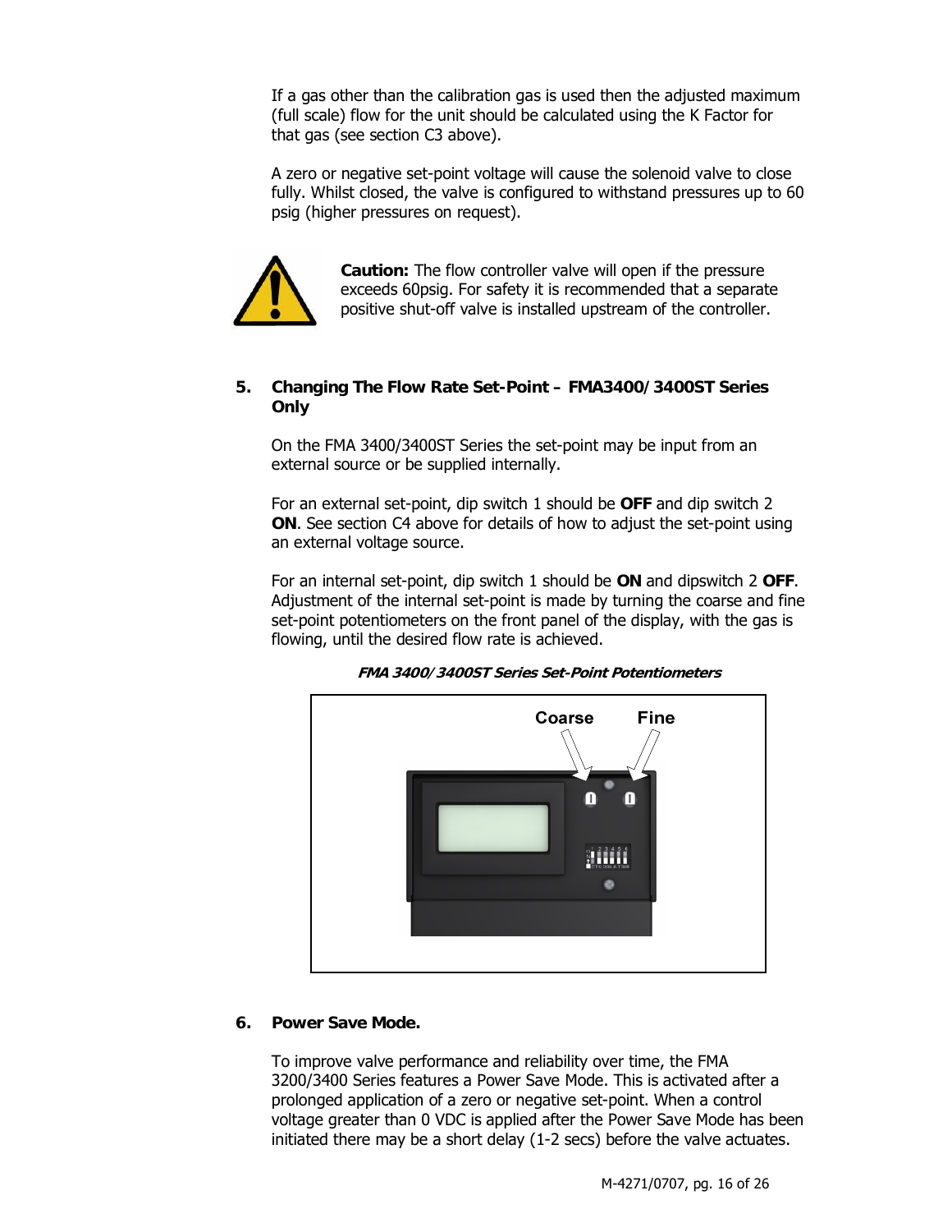If a gas other than the calibration gas is used then the adjusted maximum (full scale) flow for the unit should be calculated using the K Factor for that gas (see section C3 above).

A zero or negative set-point voltage will cause the solenoid valve to close fully. Whilst closed, the valve is configured to withstand pressures up to 60 psig (higher pressures on request).

**Caution:** The flow controller valve will open if the pressure exceeds 60psig. For safety it is recommended that a separate positive shut-off valve is installed upstream of the controller.

## 5. Changing The Flow Rate Set-Point – FMA3400/3400ST Series Only

On the FMA 3400/3400ST Series the set-point may be input from an external source or be supplied internally.

For an external set-point, dip switch 1 should be **OFF** and dip switch 2 **ON**. See section C4 above for details of how to adjust the set-point using an external voltage source.

For an internal set-point, dip switch 1 should be **ON** and dipswitch 2 **OFF**. Adjustment of the internal set-point is made by turning the coarse and fine set-point potentiometers on the front panel of the display, with the gas is flowing, until the desired flow rate is achieved.

***FMA 3400/3400ST Series Set-Point Potentiometers***

Coarse Fine

## 6. Power Save Mode.

To improve valve performance and reliability over time, the FMA 3200/3400 Series features a Power Save Mode. This is activated after a prolonged application of a zero or negative set-point. When a control voltage greater than 0 VDC is applied after the Power Save Mode has been initiated there may be a short delay (1-2 secs) before the valve actuates.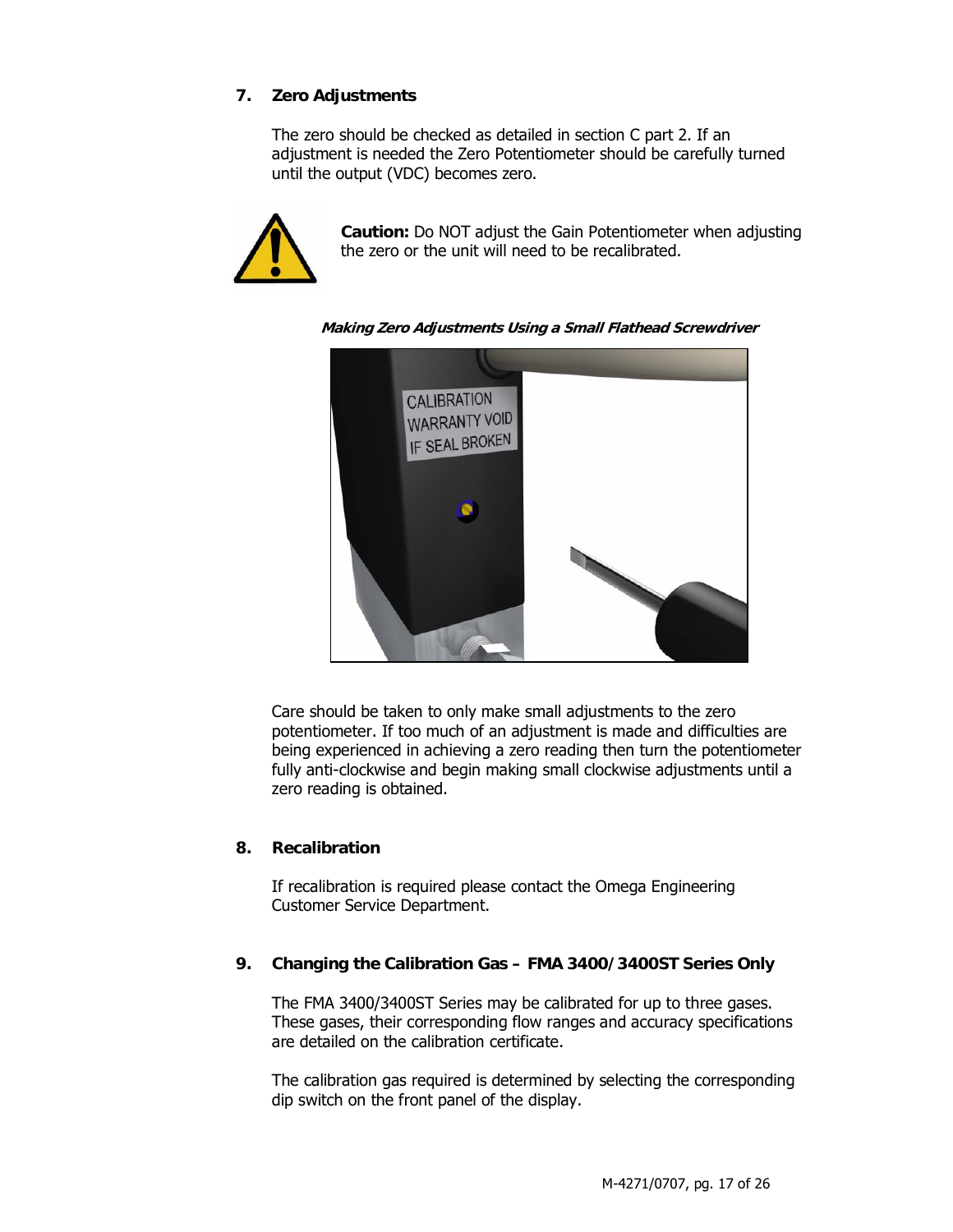## 7. Zero Adjustments

The zero should be checked as detailed in section C part 2. If an adjustment is needed the Zero Potentiometer should be carefully turned until the output (VDC) becomes zero.

**Caution:** Do NOT adjust the Gain Potentiometer when adjusting the zero or the unit will need to be recalibrated.

***Making Zero Adjustments Using a Small Flathead Screwdriver***

Care should be taken to only make small adjustments to the zero potentiometer. If too much of an adjustment is made and difficulties are being experienced in achieving a zero reading then turn the potentiometer fully anti-clockwise and begin making small clockwise adjustments until a zero reading is obtained.

## 8. Recalibration

If recalibration is required please contact the Omega Engineering Customer Service Department.

## 9. Changing the Calibration Gas – FMA 3400/3400ST Series Only

The FMA 3400/3400ST Series may be calibrated for up to three gases. These gases, their corresponding flow ranges and accuracy specifications are detailed on the calibration certificate.

The calibration gas required is determined by selecting the corresponding dip switch on the front panel of the display.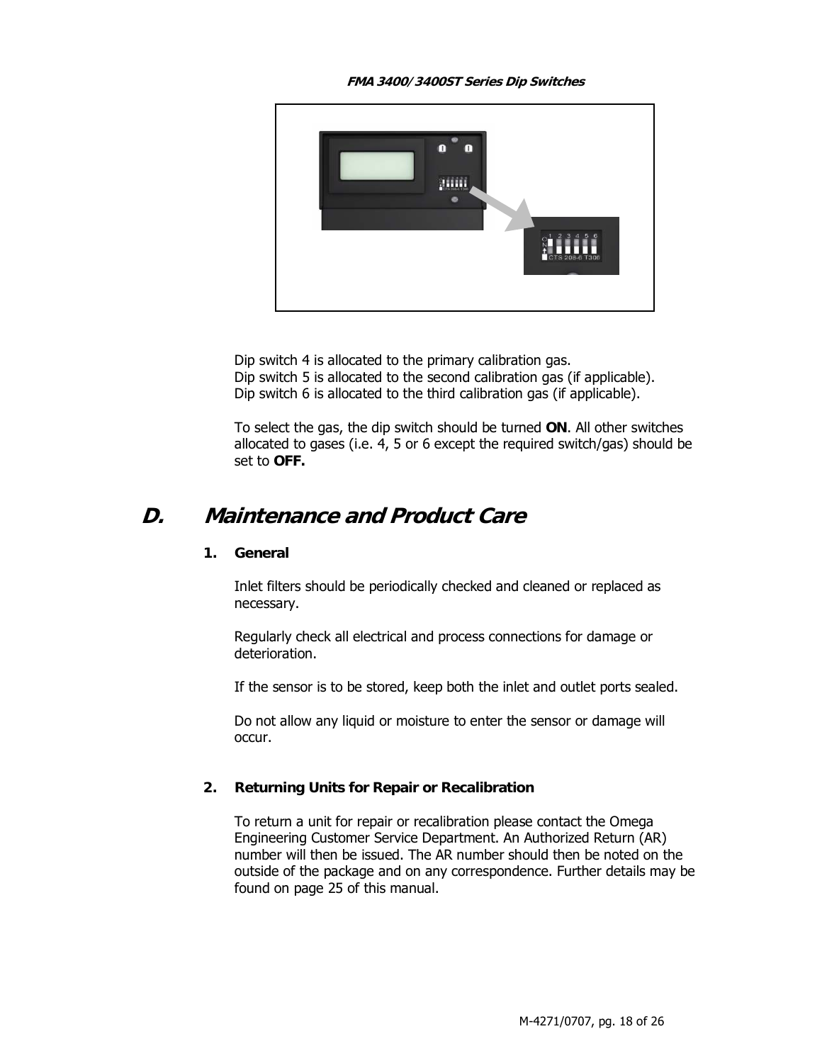*FMA 3400/3400ST Series Dip Switches*

Dip switch 4 is allocated to the primary calibration gas.
Dip switch 5 is allocated to the second calibration gas (if applicable).
Dip switch 6 is allocated to the third calibration gas (if applicable).

To select the gas, the dip switch should be turned **ON**. All other switches allocated to gases (i.e. 4, 5 or 6 except the required switch/gas) should be set to **OFF.**

# *D. Maintenance and Product Care*

### 1. General

Inlet filters should be periodically checked and cleaned or replaced as necessary.

Regularly check all electrical and process connections for damage or deterioration.

If the sensor is to be stored, keep both the inlet and outlet ports sealed.

Do not allow any liquid or moisture to enter the sensor or damage will occur.

### 2. Returning Units for Repair or Recalibration

To return a unit for repair or recalibration please contact the Omega Engineering Customer Service Department. An Authorized Return (AR) number will then be issued. The AR number should then be noted on the outside of the package and on any correspondence. Further details may be found on page 25 of this manual.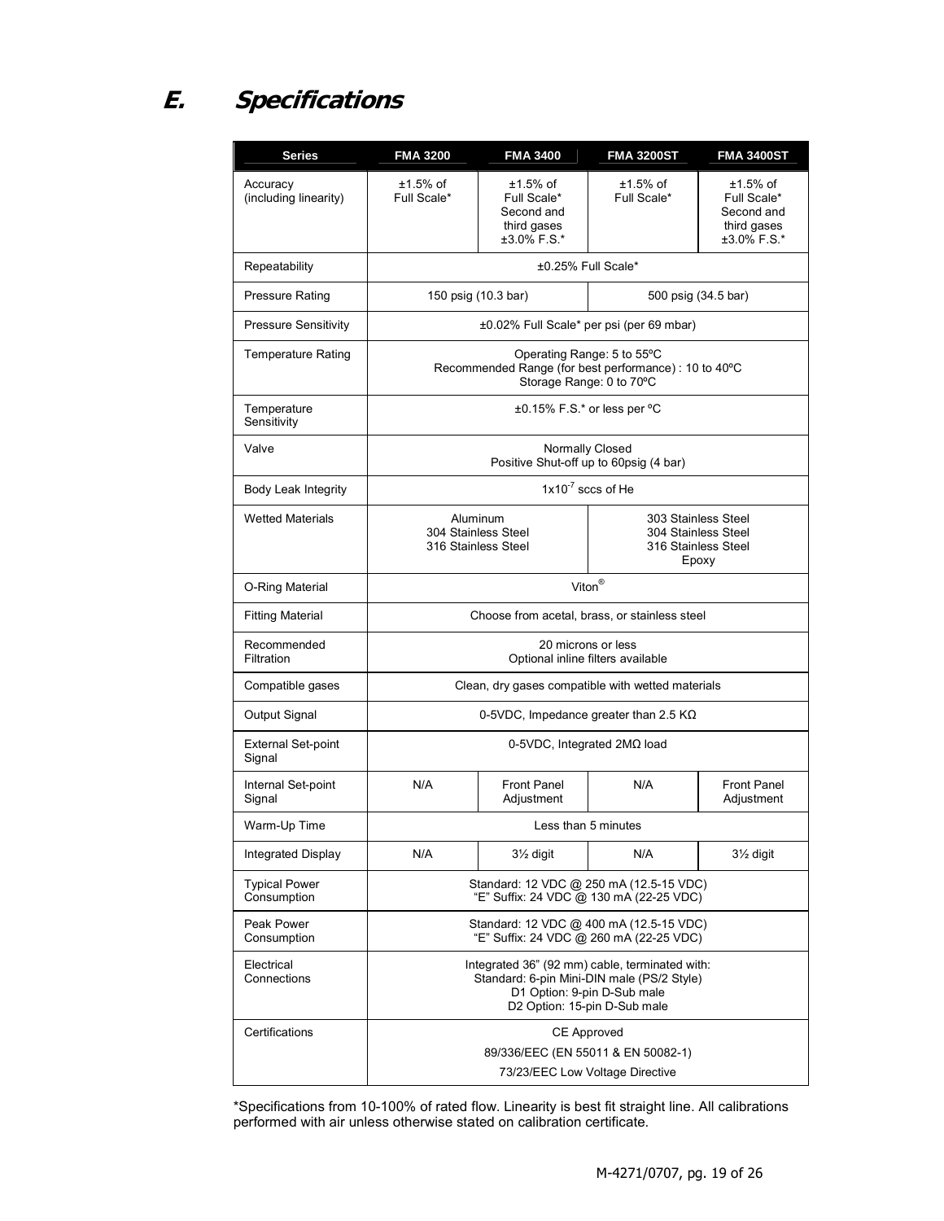# E. Specifications

| Series | FMA 3200 | FMA 3400 | FMA 3200ST | FMA 3400ST |
|---|---|---|---|---|
| Accuracy (including linearity) | ±1.5% of Full Scale* | ±1.5% of Full Scale* Second and third gases ±3.0% F.S.* | ±1.5% of Full Scale* | ±1.5% of Full Scale* Second and third gases ±3.0% F.S.* |
| Repeatability | ±0.25% Full Scale* | | | |
| Pressure Rating | 150 psig (10.3 bar) | | 500 psig (34.5 bar) | |
| Pressure Sensitivity | ±0.02% Full Scale* per psi (per 69 mbar) | | | |
| Temperature Rating | Operating Range: 5 to 55ºC<br>Recommended Range (for best performance) : 10 to 40ºC<br>Storage Range: 0 to 70ºC | | | |
| Temperature Sensitivity | ±0.15% F.S.* or less per ºC | | | |
| Valve | Normally Closed<br>Positive Shut-off up to 60psig (4 bar) | | | |
| Body Leak Integrity | $1x10^{-7}$ sccs of He | | | |
| Wetted Materials | Aluminum<br>304 Stainless Steel<br>316 Stainless Steel | | 303 Stainless Steel<br>304 Stainless Steel<br>316 Stainless Steel<br>Epoxy | |
| O-Ring Material | Viton® | | | |
| Fitting Material | Choose from acetal, brass, or stainless steel | | | |
| Recommended Filtration | 20 microns or less<br>Optional inline filters available | | | |
| Compatible gases | Clean, dry gases compatible with wetted materials | | | |
| Output Signal | 0-5VDC, Impedance greater than 2.5 KΩ | | | |
| External Set-point Signal | 0-5VDC, Integrated 2MΩ load | | | |
| Internal Set-point Signal | N/A | Front Panel Adjustment | N/A | Front Panel Adjustment |
| Warm-Up Time | Less than 5 minutes | | | |
| Integrated Display | N/A | 3½ digit | N/A | 3½ digit |
| Typical Power Consumption | Standard: 12 VDC @ 250 mA (12.5-15 VDC)<br>"E" Suffix: 24 VDC @ 130 mA (22-25 VDC) | | | |
| Peak Power Consumption | Standard: 12 VDC @ 400 mA (12.5-15 VDC)<br>"E" Suffix: 24 VDC @ 260 mA (22-25 VDC) | | | |
| Electrical Connections | Integrated 36" (92 mm) cable, terminated with:<br>Standard: 6-pin Mini-DIN male (PS/2 Style)<br>D1 Option: 9-pin D-Sub male<br>D2 Option: 15-pin D-Sub male | | | |
| Certifications | CE Approved<br>89/336/EEC (EN 55011 & EN 50082-1)<br>73/23/EEC Low Voltage Directive | | | |

*Specifications from 10-100% of rated flow. Linearity is best fit straight line. All calibrations performed with air unless otherwise stated on calibration certificate.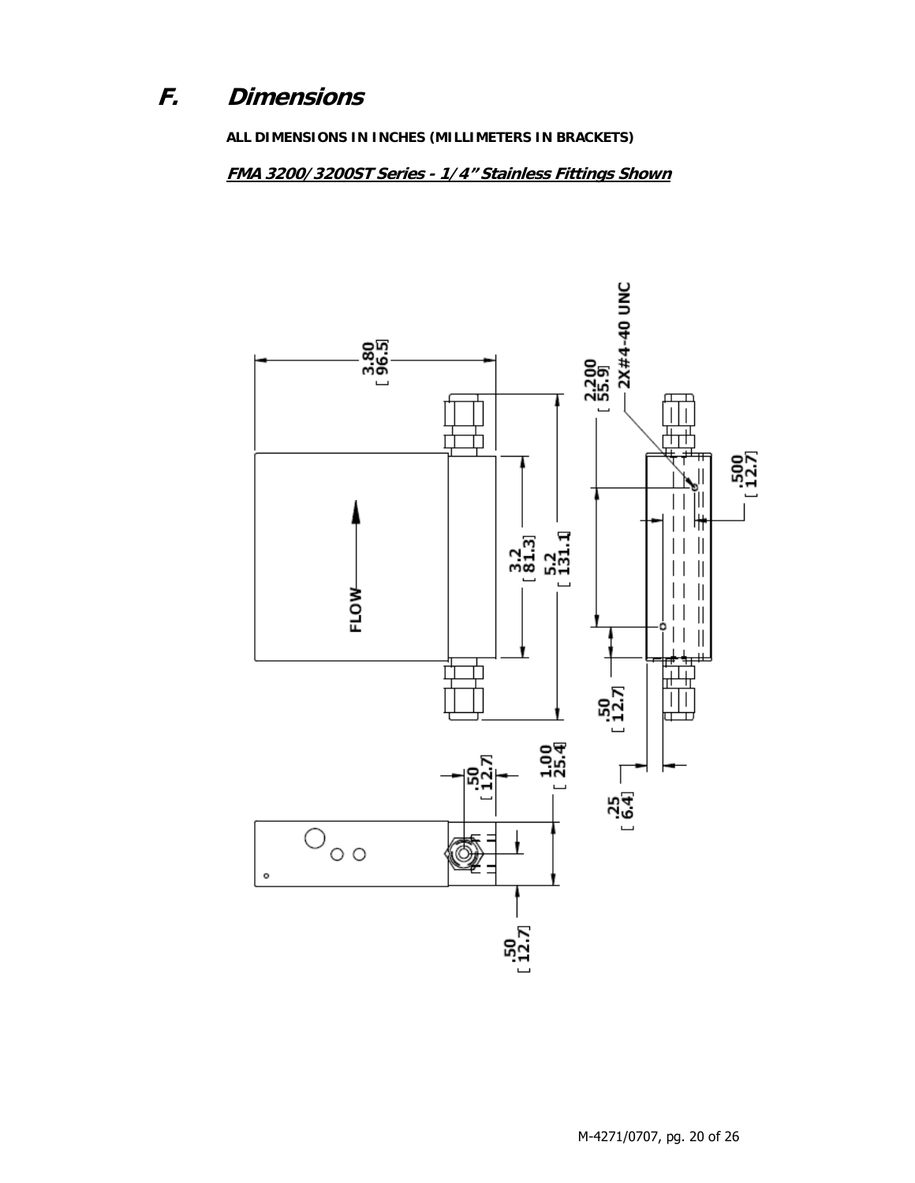# F. Dimensions

**ALL DIMENSIONS IN INCHES (MILLIMETERS IN BRACKETS)**

***FMA 3200/3200ST Series - 1/4" Stainless Fittings Shown***

3.80 [96.5]

2.200 [55.9]

2X#4-40 UNC

.500 [12.7]

3.2 [81.3]

5.2 [131.1]

FLOW

.50 [12.7]

.50 [12.7]

1.00 [25.4]

.25 [6.4]

.50 [12.7]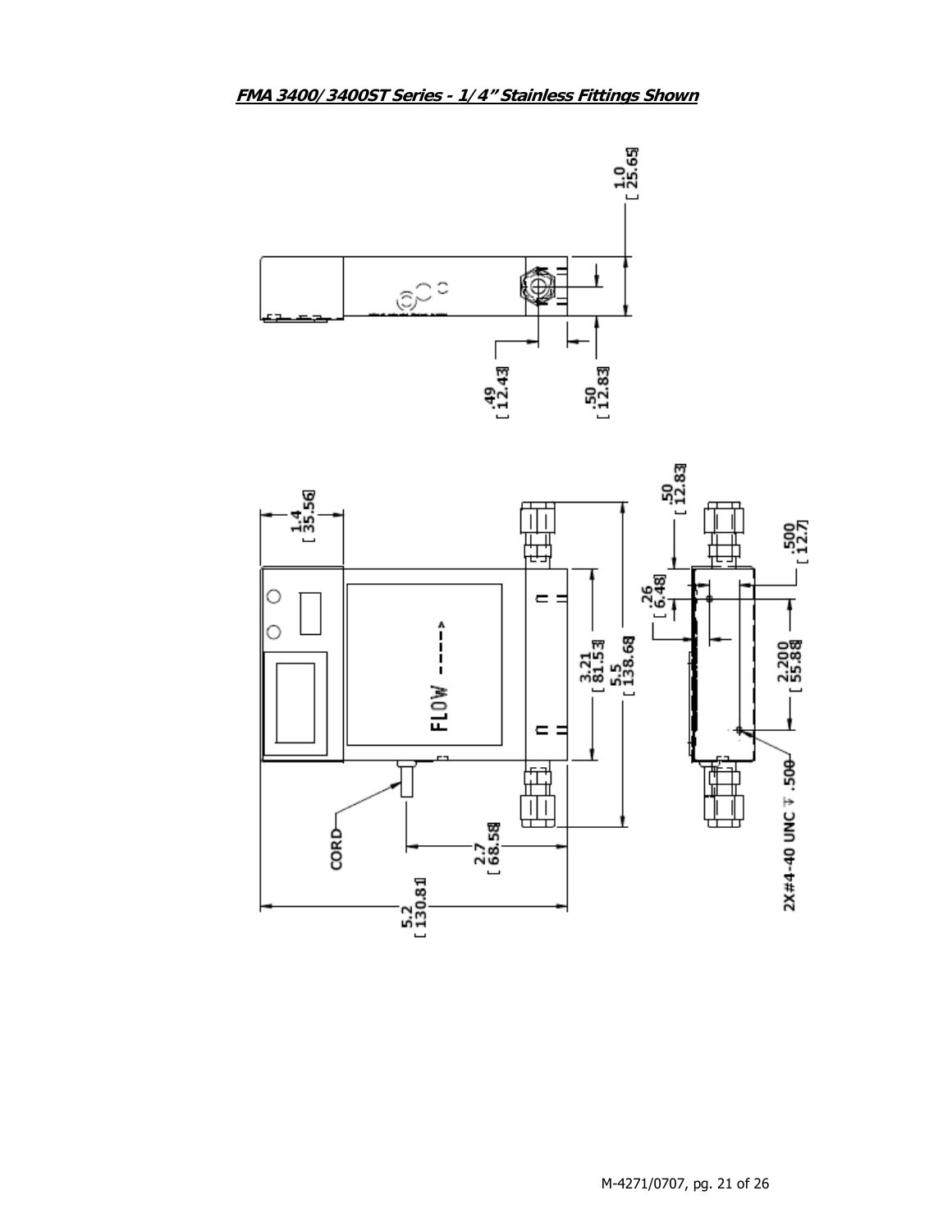***FMA 3400/3400ST Series - 1/4" Stainless Fittings Shown***

1.0 [ 25.65]

.49 [ 12.43]

.50 [ 12.83]

1.4 [ 35.56]

.50 [ 12.83]

.26 [ 6.48]

.500 [ 12.7]

FLOW ----->

3.21 [ 81.53]

5.5 [ 138.68]

2.200 [ 55.88]

CORD

2.7 [ 68.58]

5.2 [ 130.81]

2X#4-40 UNC ⊽ .500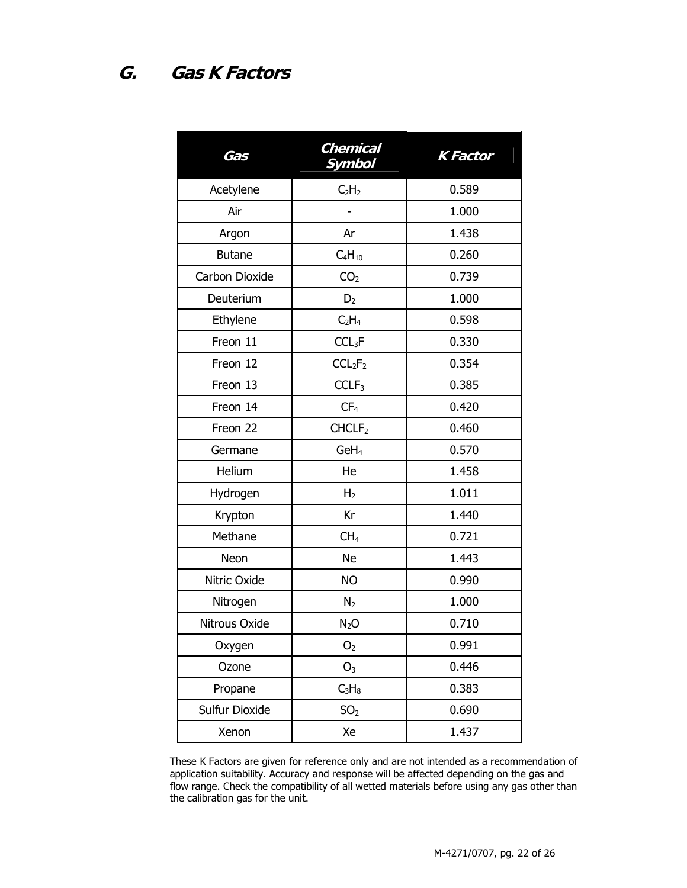## G. Gas K Factors

| Gas | Chemical Symbol | K Factor |
|---|---|---|
| Acetylene | $C_2H_2$ | 0.589 |
| Air | - | 1.000 |
| Argon | Ar | 1.438 |
| Butane | $C_4H_{10}$ | 0.260 |
| Carbon Dioxide | $CO_2$ | 0.739 |
| Deuterium | $D_2$ | 1.000 |
| Ethylene | $C_2H_4$ | 0.598 |
| Freon 11 | $CCL_3F$ | 0.330 |
| Freon 12 | $CCL_2F_2$ | 0.354 |
| Freon 13 | $CCLF_3$ | 0.385 |
| Freon 14 | $CF_4$ | 0.420 |
| Freon 22 | $CHCLF_2$ | 0.460 |
| Germane | $GeH_4$ | 0.570 |
| Helium | He | 1.458 |
| Hydrogen | $H_2$ | 1.011 |
| Krypton | Kr | 1.440 |
| Methane | $CH_4$ | 0.721 |
| Neon | Ne | 1.443 |
| Nitric Oxide | NO | 0.990 |
| Nitrogen | $N_2$ | 1.000 |
| Nitrous Oxide | $N_2O$ | 0.710 |
| Oxygen | $O_2$ | 0.991 |
| Ozone | $O_3$ | 0.446 |
| Propane | $C_3H_8$ | 0.383 |
| Sulfur Dioxide | $SO_2$ | 0.690 |
| Xenon | Xe | 1.437 |

These K Factors are given for reference only and are not intended as a recommendation of application suitability. Accuracy and response will be affected depending on the gas and flow range. Check the compatibility of all wetted materials before using any gas other than the calibration gas for the unit.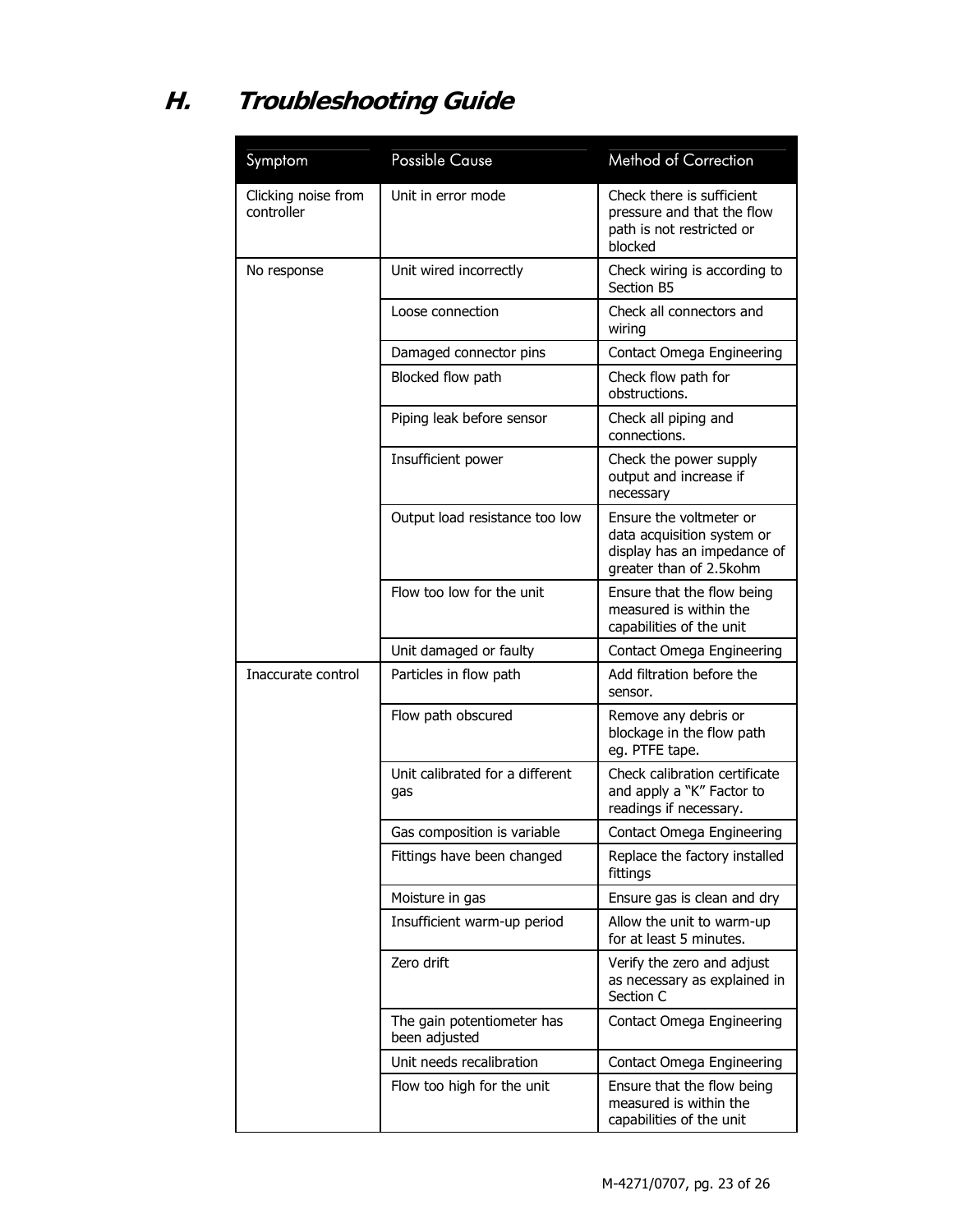## H. Troubleshooting Guide

| Symptom | Possible Cause | Method of Correction |
|---|---|---|
| Clicking noise from controller | Unit in error mode | Check there is sufficient pressure and that the flow path is not restricted or blocked |
| No response | Unit wired incorrectly | Check wiring is according to Section B5 |
| | Loose connection | Check all connectors and wiring |
| | Damaged connector pins | Contact Omega Engineering |
| | Blocked flow path | Check flow path for obstructions. |
| | Piping leak before sensor | Check all piping and connections. |
| | Insufficient power | Check the power supply output and increase if necessary |
| | Output load resistance too low | Ensure the voltmeter or data acquisition system or display has an impedance of greater than of 2.5kohm |
| | Flow too low for the unit | Ensure that the flow being measured is within the capabilities of the unit |
| | Unit damaged or faulty | Contact Omega Engineering |
| Inaccurate control | Particles in flow path | Add filtration before the sensor. |
| | Flow path obscured | Remove any debris or blockage in the flow path eg. PTFE tape. |
| | Unit calibrated for a different gas | Check calibration certificate and apply a "K" Factor to readings if necessary. |
| | Gas composition is variable | Contact Omega Engineering |
| | Fittings have been changed | Replace the factory installed fittings |
| | Moisture in gas | Ensure gas is clean and dry |
| | Insufficient warm-up period | Allow the unit to warm-up for at least 5 minutes. |
| | Zero drift | Verify the zero and adjust as necessary as explained in Section C |
| | The gain potentiometer has been adjusted | Contact Omega Engineering |
| | Unit needs recalibration | Contact Omega Engineering |
| | Flow too high for the unit | Ensure that the flow being measured is within the capabilities of the unit |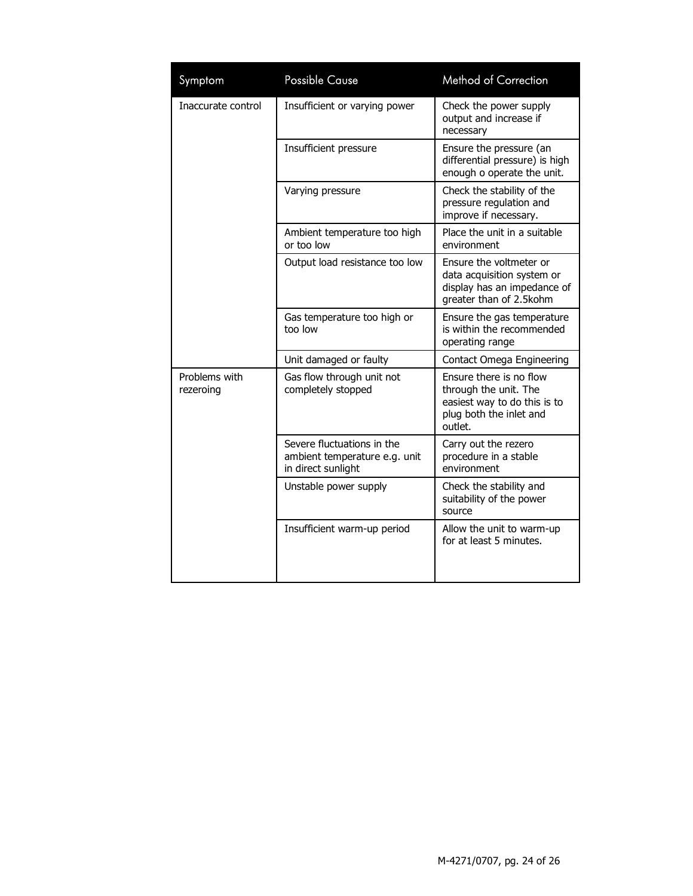| Symptom | Possible Cause | Method of Correction |
|---|---|---|
| Inaccurate control | Insufficient or varying power | Check the power supply output and increase if necessary |
| | Insufficient pressure | Ensure the pressure (an differential pressure) is high enough o operate the unit. |
| | Varying pressure | Check the stability of the pressure regulation and improve if necessary. |
| | Ambient temperature too high or too low | Place the unit in a suitable environment |
| | Output load resistance too low | Ensure the voltmeter or data acquisition system or display has an impedance of greater than of 2.5kohm |
| | Gas temperature too high or too low | Ensure the gas temperature is within the recommended operating range |
| | Unit damaged or faulty | Contact Omega Engineering |
| Problems with rezeroing | Gas flow through unit not completely stopped | Ensure there is no flow through the unit. The easiest way to do this is to plug both the inlet and outlet. |
| | Severe fluctuations in the ambient temperature e.g. unit in direct sunlight | Carry out the rezero procedure in a stable environment |
| | Unstable power supply | Check the stability and suitability of the power source |
| | Insufficient warm-up period | Allow the unit to warm-up for at least 5 minutes. |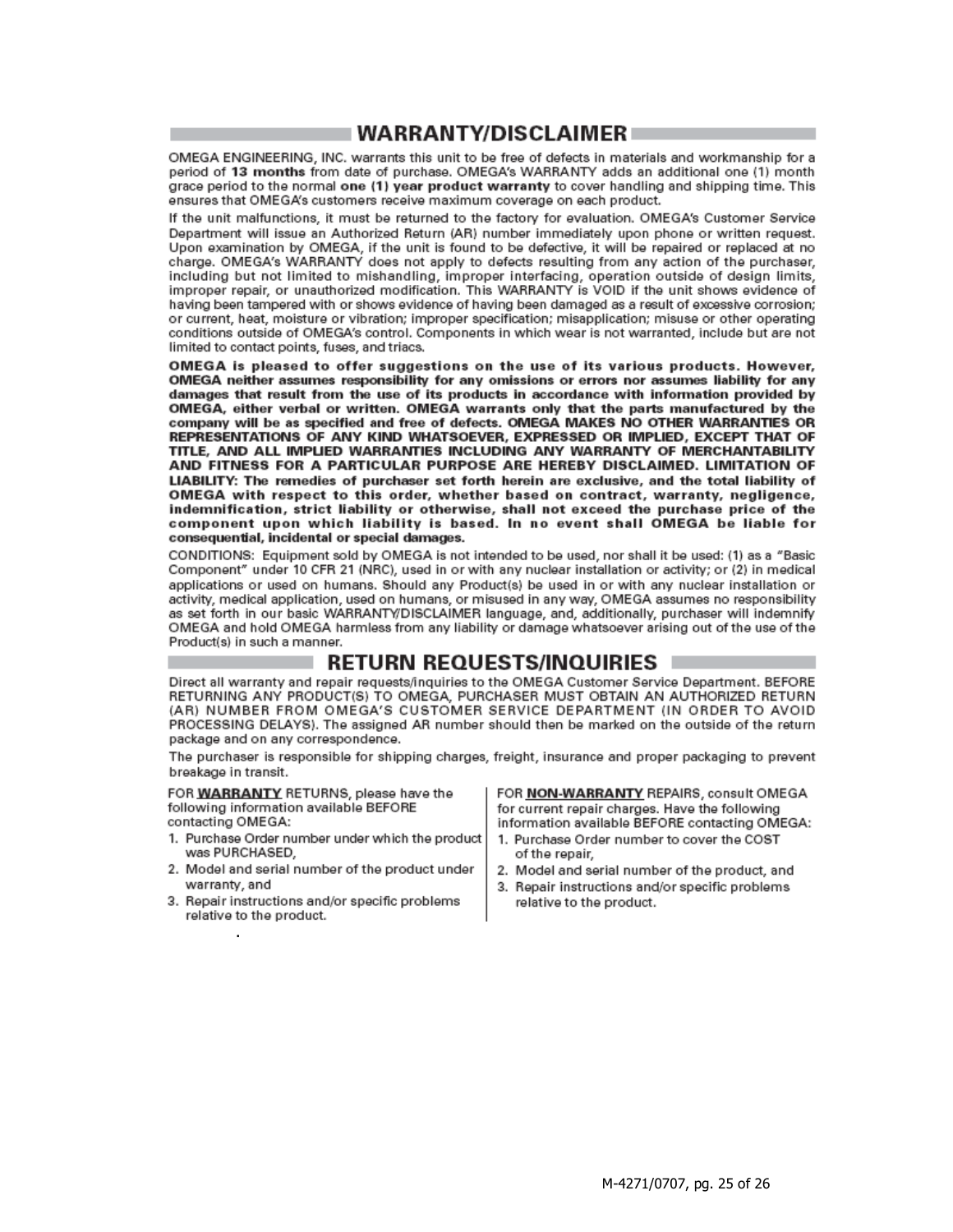## WARRANTY/DISCLAIMER

OMEGA ENGINEERING, INC. warrants this unit to be free of defects in materials and workmanship for a period of **13 months** from date of purchase. OMEGA's WARRANTY adds an additional one (1) month grace period to the normal **one (1) year product warranty** to cover handling and shipping time. This ensures that OMEGA's customers receive maximum coverage on each product.

If the unit malfunctions, it must be returned to the factory for evaluation. OMEGA's Customer Service Department will issue an Authorized Return (AR) number immediately upon phone or written request. Upon examination by OMEGA, if the unit is found to be defective, it will be repaired or replaced at no charge. OMEGA's WARRANTY does not apply to defects resulting from any action of the purchaser, including but not limited to mishandling, improper interfacing, operation outside of design limits, improper repair, or unauthorized modification. This WARRANTY is VOID if the unit shows evidence of having been tampered with or shows evidence of having been damaged as a result of excessive corrosion; or current, heat, moisture or vibration; improper specification; misapplication; misuse or other operating conditions outside of OMEGA's control. Components in which wear is not warranted, include but are not limited to contact points, fuses, and triacs.

**OMEGA is pleased to offer suggestions on the use of its various products. However, OMEGA neither assumes responsibility for any omissions or errors nor assumes liability for any damages that result from the use of its products in accordance with information provided by OMEGA, either verbal or written. OMEGA warrants only that the parts manufactured by the company will be as specified and free of defects. OMEGA MAKES NO OTHER WARRANTIES OR REPRESENTATIONS OF ANY KIND WHATSOEVER, EXPRESSED OR IMPLIED, EXCEPT THAT OF TITLE, AND ALL IMPLIED WARRANTIES INCLUDING ANY WARRANTY OF MERCHANTABILITY AND FITNESS FOR A PARTICULAR PURPOSE ARE HEREBY DISCLAIMED. LIMITATION OF LIABILITY: The remedies of purchaser set forth herein are exclusive, and the total liability of OMEGA with respect to this order, whether based on contract, warranty, negligence, indemnification, strict liability or otherwise, shall not exceed the purchase price of the component upon which liability is based. In no event shall OMEGA be liable for consequential, incidental or special damages.**

CONDITIONS: Equipment sold by OMEGA is not intended to be used, nor shall it be used: (1) as a "Basic Component" under 10 CFR 21 (NRC), used in or with any nuclear installation or activity; or (2) in medical applications or used on humans. Should any Product(s) be used in or with any nuclear installation or activity, medical application, used on humans, or misused in any way, OMEGA assumes no responsibility as set forth in our basic WARRANTY/DISCLAIMER language, and, additionally, purchaser will indemnify OMEGA and hold OMEGA harmless from any liability or damage whatsoever arising out of the use of the Product(s) in such a manner.

## RETURN REQUESTS/INQUIRIES

Direct all warranty and repair requests/inquiries to the OMEGA Customer Service Department. BEFORE RETURNING ANY PRODUCT(S) TO OMEGA, PURCHASER MUST OBTAIN AN AUTHORIZED RETURN (AR) NUMBER FROM OMEGA'S CUSTOMER SERVICE DEPARTMENT (IN ORDER TO AVOID PROCESSING DELAYS). The assigned AR number should then be marked on the outside of the return package and on any correspondence.

The purchaser is responsible for shipping charges, freight, insurance and proper packaging to prevent breakage in transit.

FOR **WARRANTY** RETURNS, please have the following information available BEFORE contacting OMEGA:

1. Purchase Order number under which the product was PURCHASED,
2. Model and serial number of the product under warranty, and
3. Repair instructions and/or specific problems relative to the product.

FOR **NON-WARRANTY** REPAIRS, consult OMEGA for current repair charges. Have the following information available BEFORE contacting OMEGA:

1. Purchase Order number to cover the COST of the repair,
2. Model and serial number of the product, and
3. Repair instructions and/or specific problems relative to the product.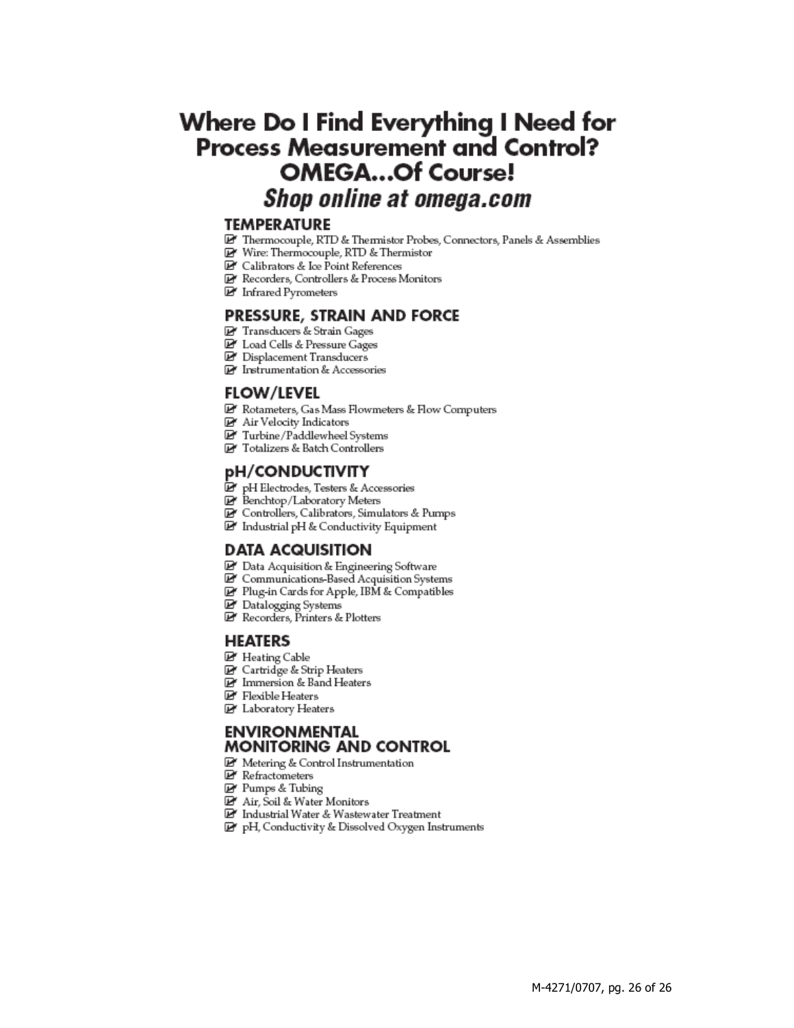# Where Do I Find Everything I Need for Process Measurement and Control? OMEGA...Of Course!

## *Shop online at omega.com*

### TEMPERATURE

- Thermocouple, RTD & Thermistor Probes, Connectors, Panels & Assemblies
- Wire: Thermocouple, RTD & Thermistor
- Calibrators & Ice Point References
- Recorders, Controllers & Process Monitors
- Infrared Pyrometers

### PRESSURE, STRAIN AND FORCE

- Transducers & Strain Gages
- Load Cells & Pressure Gages
- Displacement Transducers
- Instrumentation & Accessories

### FLOW/LEVEL

- Rotameters, Gas Mass Flowmeters & Flow Computers
- Air Velocity Indicators
- Turbine/Paddlewheel Systems
- Totalizers & Batch Controllers

### pH/CONDUCTIVITY

- pH Electrodes, Testers & Accessories
- Benchtop/Laboratory Meters
- Controllers, Calibrators, Simulators & Pumps
- Industrial pH & Conductivity Equipment

### DATA ACQUISITION

- Data Acquisition & Engineering Software
- Communications-Based Acquisition Systems
- Plug-in Cards for Apple, IBM & Compatibles
- Datalogging Systems
- Recorders, Printers & Plotters

### HEATERS

- Heating Cable
- Cartridge & Strip Heaters
- Immersion & Band Heaters
- Flexible Heaters
- Laboratory Heaters

### ENVIRONMENTAL MONITORING AND CONTROL

- Metering & Control Instrumentation
- Refractometers
- Pumps & Tubing
- Air, Soil & Water Monitors
- Industrial Water & Wastewater Treatment
- pH, Conductivity & Dissolved Oxygen Instruments